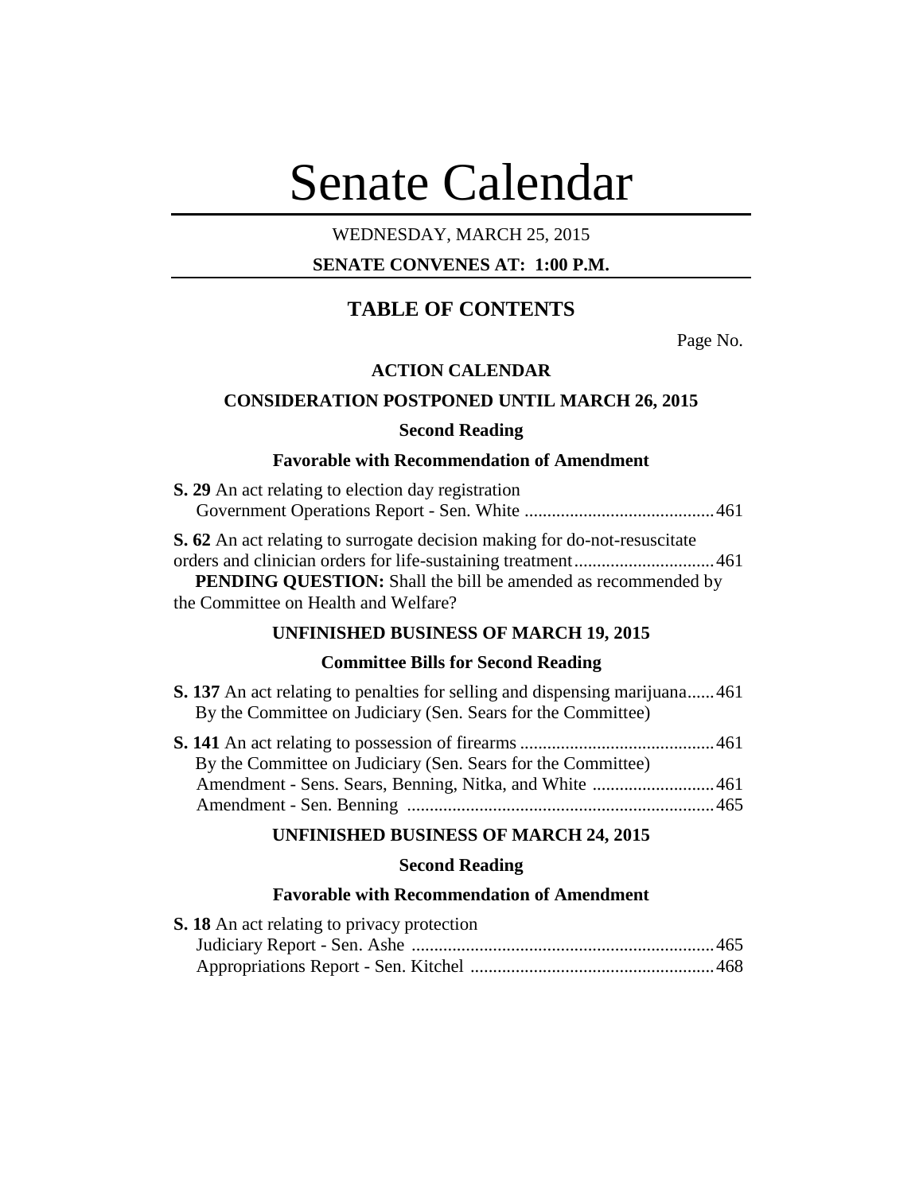# Senate Calendar

WEDNESDAY, MARCH 25, 2015

**SENATE CONVENES AT: 1:00 P.M.**

## TABLE OF CONTENTS

Page No.

### ACTION CALENDAR

### CONSIDERATION POSTPONED UNTIL MARCH 26, 2015

#### Second Reading

#### Favorable with Recommendation of Amendment

**S. 29** An act relating to election day registration
Government Operations Report - Sen. White .......................................... 461

**S. 62** An act relating to surrogate decision making for do-not-resuscitate orders and clinician orders for life-sustaining treatment .............................. 461
**PENDING QUESTION:** Shall the bill be amended as recommended by the Committee on Health and Welfare?

### UNFINISHED BUSINESS OF MARCH 19, 2015

#### Committee Bills for Second Reading

**S. 137** An act relating to penalties for selling and dispensing marijuana...... 461
By the Committee on Judiciary (Sen. Sears for the Committee)

**S. 141** An act relating to possession of firearms .......................................... 461
By the Committee on Judiciary (Sen. Sears for the Committee)
Amendment - Sens. Sears, Benning, Nitka, and White .......................... 461
Amendment - Sen. Benning .................................................................... 465

### UNFINISHED BUSINESS OF MARCH 24, 2015

#### Second Reading

#### Favorable with Recommendation of Amendment

**S. 18** An act relating to privacy protection
Judiciary Report - Sen. Ashe ................................................................... 465
Appropriations Report - Sen. Kitchel ..................................................... 468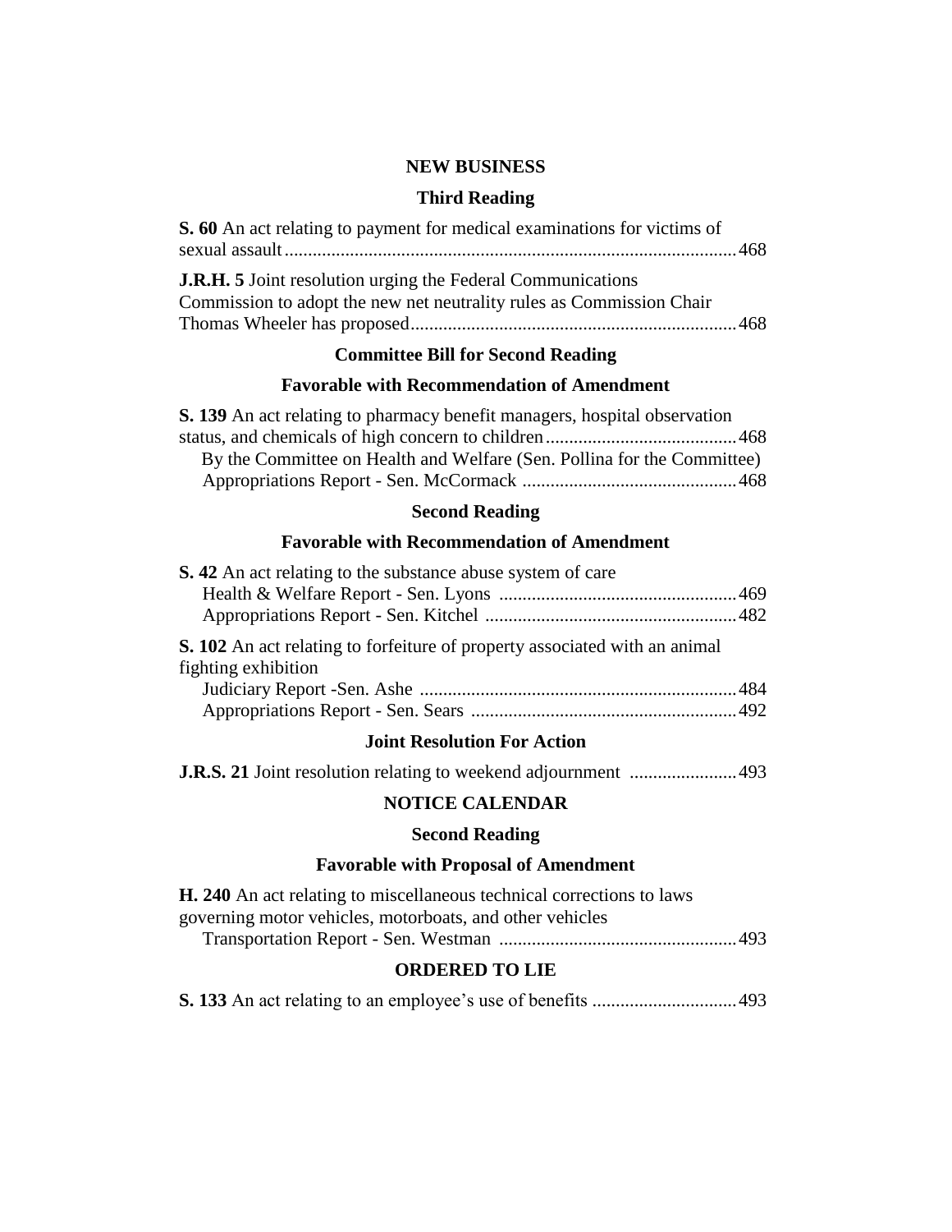## NEW BUSINESS

### Third Reading

**S. 60** An act relating to payment for medical examinations for victims of sexual assault................................................................................................468

**J.R.H. 5** Joint resolution urging the Federal Communications Commission to adopt the new net neutrality rules as Commission Chair Thomas Wheeler has proposed....................................................................468

### Committee Bill for Second Reading

### Favorable with Recommendation of Amendment

**S. 139** An act relating to pharmacy benefit managers, hospital observation status, and chemicals of high concern to children........................................468

By the Committee on Health and Welfare (Sen. Pollina for the Committee)

Appropriations Report - Sen. McCormack .............................................468

### Second Reading

### Favorable with Recommendation of Amendment

**S. 42** An act relating to the substance abuse system of care

Health & Welfare Report - Sen. Lyons ..................................................469

Appropriations Report - Sen. Kitchel .....................................................482

**S. 102** An act relating to forfeiture of property associated with an animal fighting exhibition

Judiciary Report -Sen. Ashe ...................................................................484

Appropriations Report - Sen. Sears ........................................................492

### Joint Resolution For Action

**J.R.S. 21** Joint resolution relating to weekend adjournment .......................493

## NOTICE CALENDAR

### Second Reading

### Favorable with Proposal of Amendment

**H. 240** An act relating to miscellaneous technical corrections to laws governing motor vehicles, motorboats, and other vehicles

Transportation Report - Sen. Westman ..................................................493

## ORDERED TO LIE

**S. 133** An act relating to an employee's use of benefits ...............................493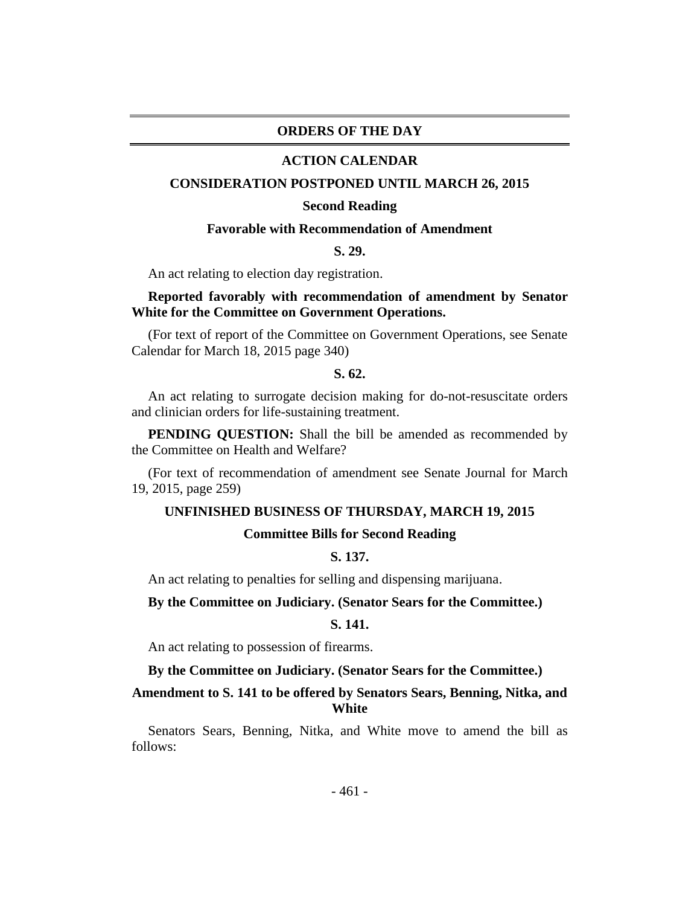## ORDERS OF THE DAY

### ACTION CALENDAR

### CONSIDERATION POSTPONED UNTIL MARCH 26, 2015

**Second Reading**

**Favorable with Recommendation of Amendment**

**S. 29.**

An act relating to election day registration.

**Reported favorably with recommendation of amendment by Senator White for the Committee on Government Operations.**

(For text of report of the Committee on Government Operations, see Senate Calendar for March 18, 2015 page 340)

**S. 62.**

An act relating to surrogate decision making for do-not-resuscitate orders and clinician orders for life-sustaining treatment.

**PENDING QUESTION:** Shall the bill be amended as recommended by the Committee on Health and Welfare?

(For text of recommendation of amendment see Senate Journal for March 19, 2015, page 259)

### UNFINISHED BUSINESS OF THURSDAY, MARCH 19, 2015

**Committee Bills for Second Reading**

**S. 137.**

An act relating to penalties for selling and dispensing marijuana.

**By the Committee on Judiciary. (Senator Sears for the Committee.)**

**S. 141.**

An act relating to possession of firearms.

**By the Committee on Judiciary. (Senator Sears for the Committee.)**

**Amendment to S. 141 to be offered by Senators Sears, Benning, Nitka, and White**

Senators Sears, Benning, Nitka, and White move to amend the bill as follows: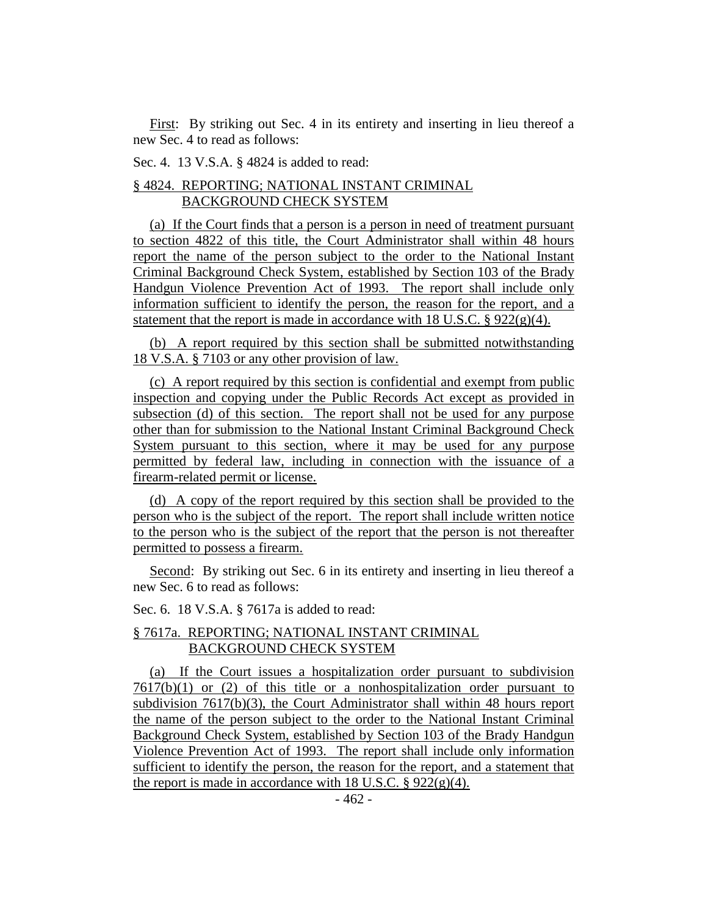First: By striking out Sec. 4 in its entirety and inserting in lieu thereof a new Sec. 4 to read as follows:

Sec. 4. 13 V.S.A. § 4824 is added to read:

§ 4824. REPORTING; NATIONAL INSTANT CRIMINAL BACKGROUND CHECK SYSTEM

(a) If the Court finds that a person is a person in need of treatment pursuant to section 4822 of this title, the Court Administrator shall within 48 hours report the name of the person subject to the order to the National Instant Criminal Background Check System, established by Section 103 of the Brady Handgun Violence Prevention Act of 1993. The report shall include only information sufficient to identify the person, the reason for the report, and a statement that the report is made in accordance with 18 U.S.C. § 922(g)(4).

(b) A report required by this section shall be submitted notwithstanding 18 V.S.A. § 7103 or any other provision of law.

(c) A report required by this section is confidential and exempt from public inspection and copying under the Public Records Act except as provided in subsection (d) of this section. The report shall not be used for any purpose other than for submission to the National Instant Criminal Background Check System pursuant to this section, where it may be used for any purpose permitted by federal law, including in connection with the issuance of a firearm-related permit or license.

(d) A copy of the report required by this section shall be provided to the person who is the subject of the report. The report shall include written notice to the person who is the subject of the report that the person is not thereafter permitted to possess a firearm.

Second: By striking out Sec. 6 in its entirety and inserting in lieu thereof a new Sec. 6 to read as follows:

Sec. 6. 18 V.S.A. § 7617a is added to read:

§ 7617a. REPORTING; NATIONAL INSTANT CRIMINAL BACKGROUND CHECK SYSTEM

(a) If the Court issues a hospitalization order pursuant to subdivision 7617(b)(1) or (2) of this title or a nonhospitalization order pursuant to subdivision 7617(b)(3), the Court Administrator shall within 48 hours report the name of the person subject to the order to the National Instant Criminal Background Check System, established by Section 103 of the Brady Handgun Violence Prevention Act of 1993. The report shall include only information sufficient to identify the person, the reason for the report, and a statement that the report is made in accordance with 18 U.S.C. § 922(g)(4).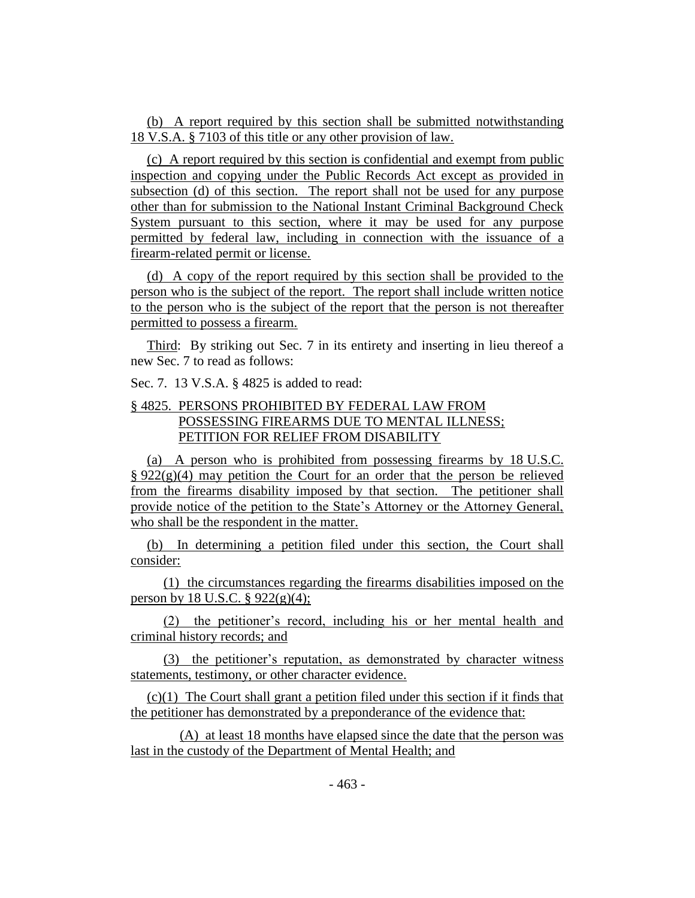(b) A report required by this section shall be submitted notwithstanding 18 V.S.A. § 7103 of this title or any other provision of law.

(c) A report required by this section is confidential and exempt from public inspection and copying under the Public Records Act except as provided in subsection (d) of this section. The report shall not be used for any purpose other than for submission to the National Instant Criminal Background Check System pursuant to this section, where it may be used for any purpose permitted by federal law, including in connection with the issuance of a firearm-related permit or license.

(d) A copy of the report required by this section shall be provided to the person who is the subject of the report. The report shall include written notice to the person who is the subject of the report that the person is not thereafter permitted to possess a firearm.

Third: By striking out Sec. 7 in its entirety and inserting in lieu thereof a new Sec. 7 to read as follows:

Sec. 7. 13 V.S.A. § 4825 is added to read:

§ 4825. PERSONS PROHIBITED BY FEDERAL LAW FROM POSSESSING FIREARMS DUE TO MENTAL ILLNESS; PETITION FOR RELIEF FROM DISABILITY

(a) A person who is prohibited from possessing firearms by 18 U.S.C. § 922(g)(4) may petition the Court for an order that the person be relieved from the firearms disability imposed by that section. The petitioner shall provide notice of the petition to the State's Attorney or the Attorney General, who shall be the respondent in the matter.

(b) In determining a petition filed under this section, the Court shall consider:

(1) the circumstances regarding the firearms disabilities imposed on the person by 18 U.S.C. § 922(g)(4);

(2) the petitioner's record, including his or her mental health and criminal history records; and

(3) the petitioner's reputation, as demonstrated by character witness statements, testimony, or other character evidence.

(c)(1) The Court shall grant a petition filed under this section if it finds that the petitioner has demonstrated by a preponderance of the evidence that:

(A) at least 18 months have elapsed since the date that the person was last in the custody of the Department of Mental Health; and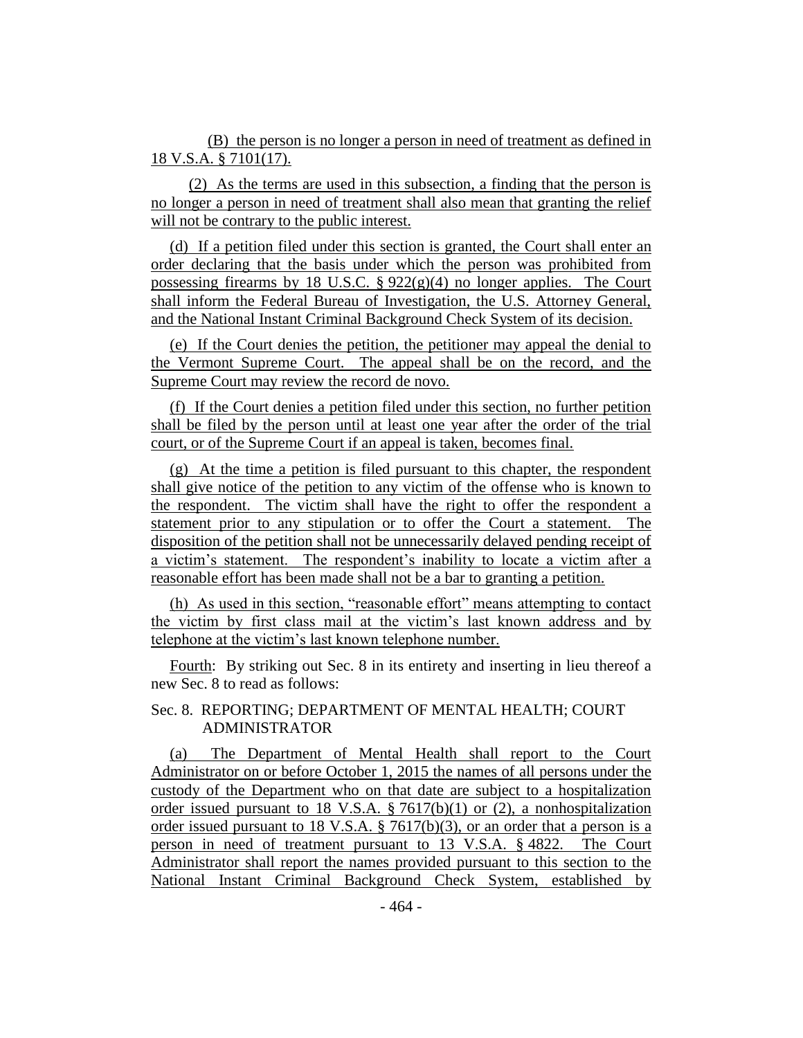(B) the person is no longer a person in need of treatment as defined in 18 V.S.A. § 7101(17).

(2) As the terms are used in this subsection, a finding that the person is no longer a person in need of treatment shall also mean that granting the relief will not be contrary to the public interest.

(d) If a petition filed under this section is granted, the Court shall enter an order declaring that the basis under which the person was prohibited from possessing firearms by 18 U.S.C. § 922(g)(4) no longer applies. The Court shall inform the Federal Bureau of Investigation, the U.S. Attorney General, and the National Instant Criminal Background Check System of its decision.

(e) If the Court denies the petition, the petitioner may appeal the denial to the Vermont Supreme Court. The appeal shall be on the record, and the Supreme Court may review the record de novo.

(f) If the Court denies a petition filed under this section, no further petition shall be filed by the person until at least one year after the order of the trial court, or of the Supreme Court if an appeal is taken, becomes final.

(g) At the time a petition is filed pursuant to this chapter, the respondent shall give notice of the petition to any victim of the offense who is known to the respondent. The victim shall have the right to offer the respondent a statement prior to any stipulation or to offer the Court a statement. The disposition of the petition shall not be unnecessarily delayed pending receipt of a victim's statement. The respondent's inability to locate a victim after a reasonable effort has been made shall not be a bar to granting a petition.

(h) As used in this section, "reasonable effort" means attempting to contact the victim by first class mail at the victim's last known address and by telephone at the victim's last known telephone number.

Fourth: By striking out Sec. 8 in its entirety and inserting in lieu thereof a new Sec. 8 to read as follows:

Sec. 8. REPORTING; DEPARTMENT OF MENTAL HEALTH; COURT ADMINISTRATOR

(a) The Department of Mental Health shall report to the Court Administrator on or before October 1, 2015 the names of all persons under the custody of the Department who on that date are subject to a hospitalization order issued pursuant to 18 V.S.A. § 7617(b)(1) or (2), a nonhospitalization order issued pursuant to 18 V.S.A. § 7617(b)(3), or an order that a person is a person in need of treatment pursuant to 13 V.S.A. § 4822. The Court Administrator shall report the names provided pursuant to this section to the National Instant Criminal Background Check System, established by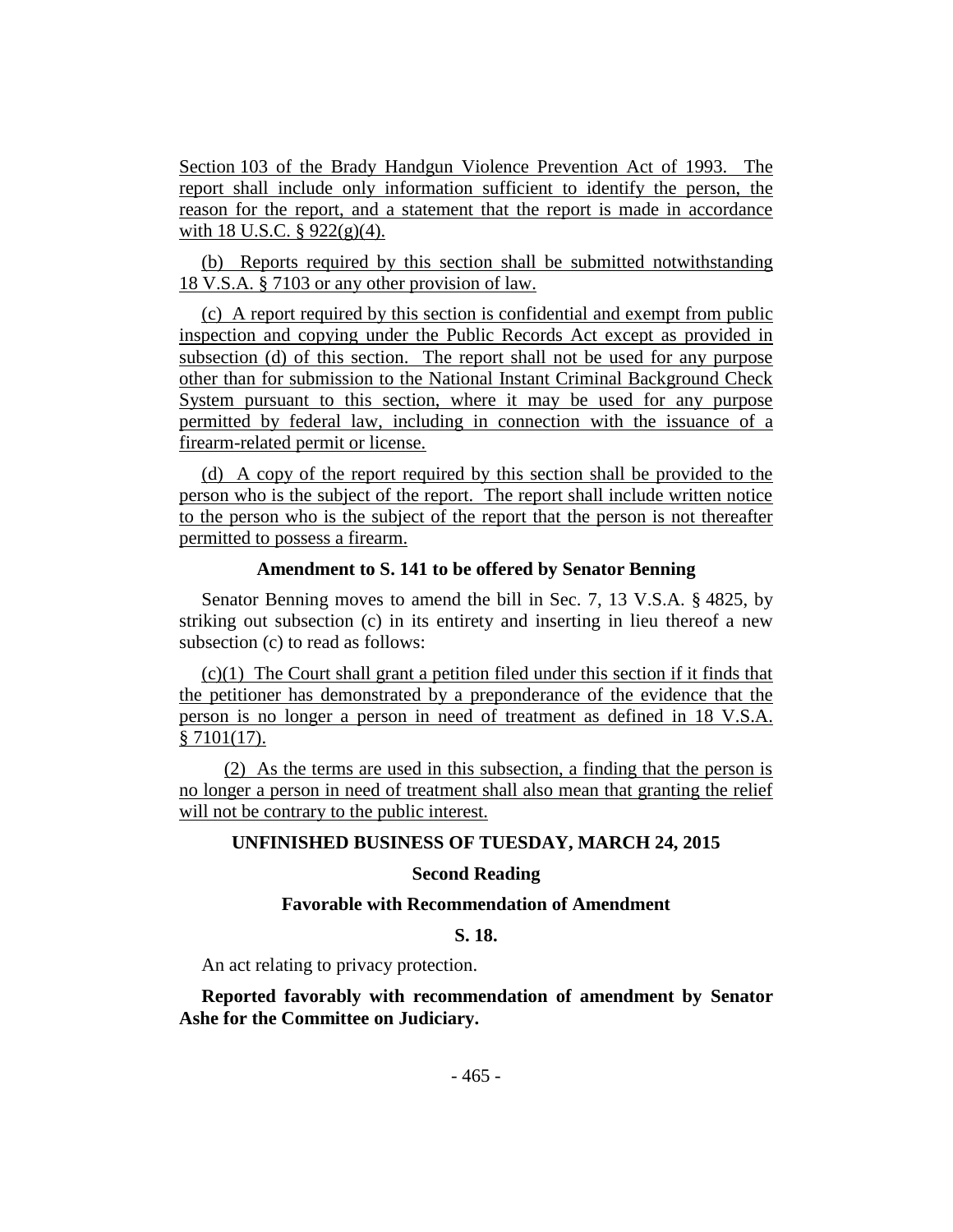Section 103 of the Brady Handgun Violence Prevention Act of 1993. The report shall include only information sufficient to identify the person, the reason for the report, and a statement that the report is made in accordance with 18 U.S.C. § 922(g)(4).

(b) Reports required by this section shall be submitted notwithstanding 18 V.S.A. § 7103 or any other provision of law.

(c) A report required by this section is confidential and exempt from public inspection and copying under the Public Records Act except as provided in subsection (d) of this section. The report shall not be used for any purpose other than for submission to the National Instant Criminal Background Check System pursuant to this section, where it may be used for any purpose permitted by federal law, including in connection with the issuance of a firearm-related permit or license.

(d) A copy of the report required by this section shall be provided to the person who is the subject of the report. The report shall include written notice to the person who is the subject of the report that the person is not thereafter permitted to possess a firearm.

**Amendment to S. 141 to be offered by Senator Benning**

Senator Benning moves to amend the bill in Sec. 7, 13 V.S.A. § 4825, by striking out subsection (c) in its entirety and inserting in lieu thereof a new subsection (c) to read as follows:

(c)(1) The Court shall grant a petition filed under this section if it finds that the petitioner has demonstrated by a preponderance of the evidence that the person is no longer a person in need of treatment as defined in 18 V.S.A. § 7101(17).

(2) As the terms are used in this subsection, a finding that the person is no longer a person in need of treatment shall also mean that granting the relief will not be contrary to the public interest.

**UNFINISHED BUSINESS OF TUESDAY, MARCH 24, 2015**

**Second Reading**

**Favorable with Recommendation of Amendment**

**S. 18.**

An act relating to privacy protection.

**Reported favorably with recommendation of amendment by Senator Ashe for the Committee on Judiciary.**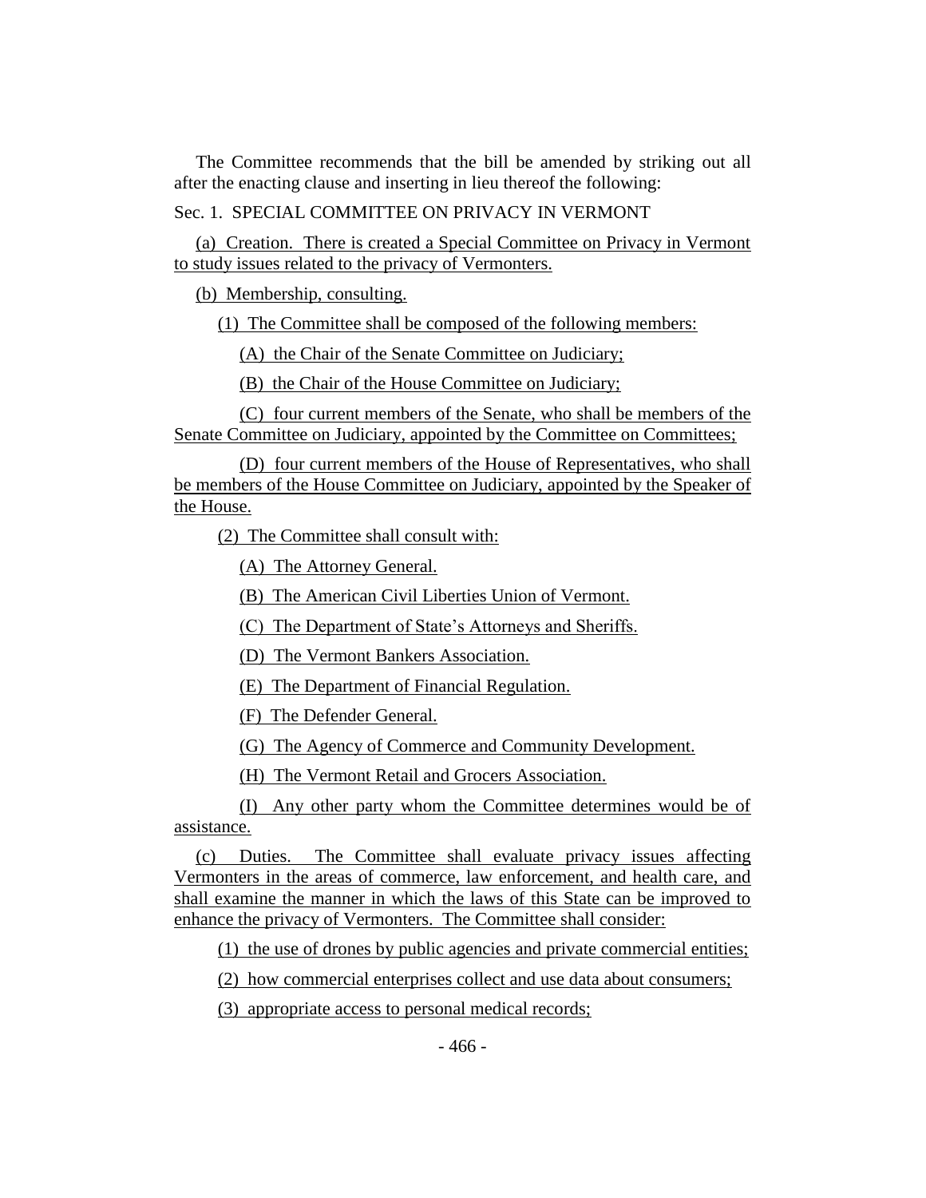The Committee recommends that the bill be amended by striking out all after the enacting clause and inserting in lieu thereof the following:

Sec. 1. SPECIAL COMMITTEE ON PRIVACY IN VERMONT

(a) Creation. There is created a Special Committee on Privacy in Vermont to study issues related to the privacy of Vermonters.

(b) Membership, consulting.

(1) The Committee shall be composed of the following members:

(A) the Chair of the Senate Committee on Judiciary;

(B) the Chair of the House Committee on Judiciary;

(C) four current members of the Senate, who shall be members of the Senate Committee on Judiciary, appointed by the Committee on Committees;

(D) four current members of the House of Representatives, who shall be members of the House Committee on Judiciary, appointed by the Speaker of the House.

(2) The Committee shall consult with:

(A) The Attorney General.

(B) The American Civil Liberties Union of Vermont.

(C) The Department of State's Attorneys and Sheriffs.

(D) The Vermont Bankers Association.

(E) The Department of Financial Regulation.

(F) The Defender General.

(G) The Agency of Commerce and Community Development.

(H) The Vermont Retail and Grocers Association.

(I) Any other party whom the Committee determines would be of assistance.

(c) Duties. The Committee shall evaluate privacy issues affecting Vermonters in the areas of commerce, law enforcement, and health care, and shall examine the manner in which the laws of this State can be improved to enhance the privacy of Vermonters. The Committee shall consider:

(1) the use of drones by public agencies and private commercial entities;

(2) how commercial enterprises collect and use data about consumers;

(3) appropriate access to personal medical records;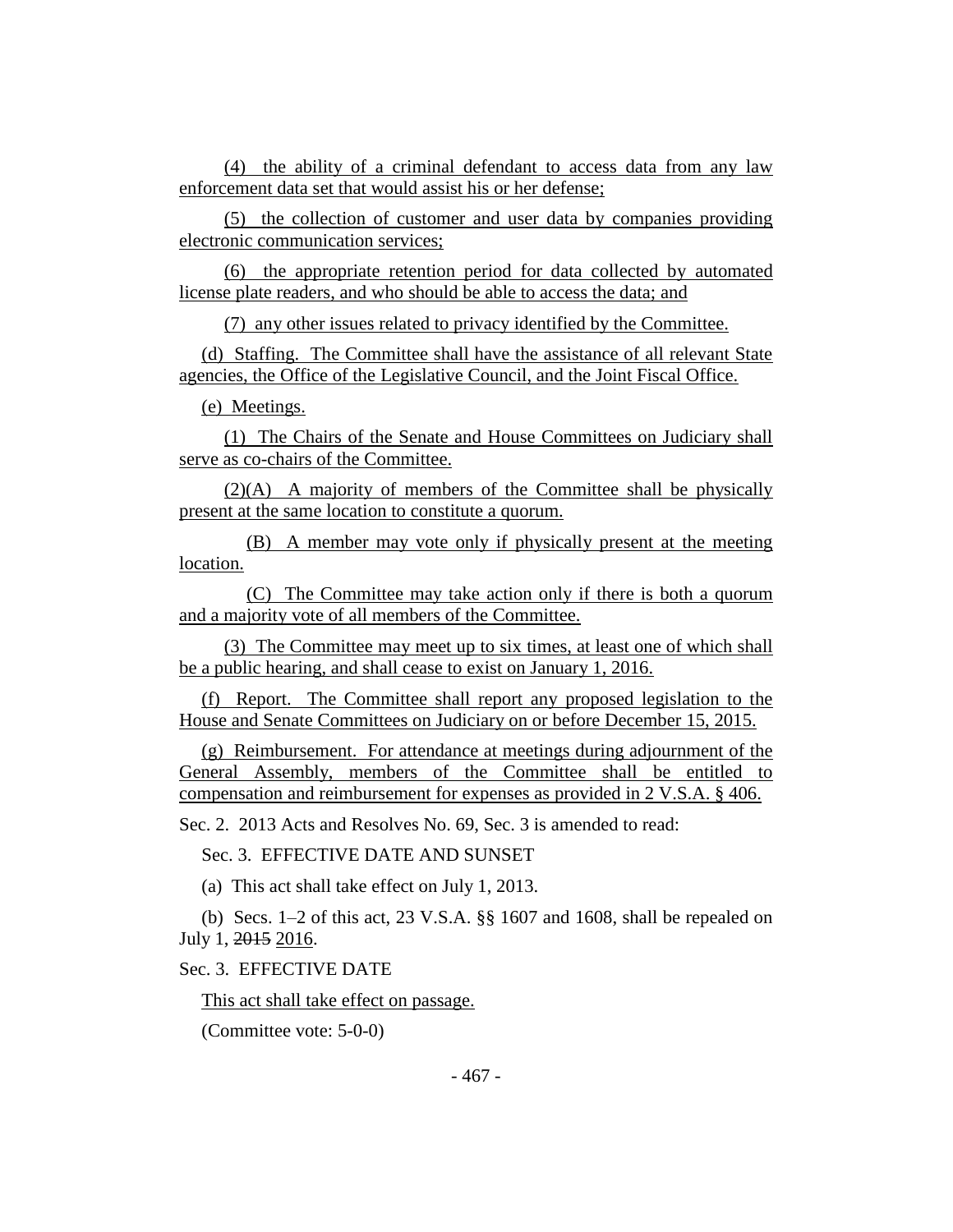(4) the ability of a criminal defendant to access data from any law enforcement data set that would assist his or her defense;

(5) the collection of customer and user data by companies providing electronic communication services;

(6) the appropriate retention period for data collected by automated license plate readers, and who should be able to access the data; and

(7) any other issues related to privacy identified by the Committee.

(d) Staffing. The Committee shall have the assistance of all relevant State agencies, the Office of the Legislative Council, and the Joint Fiscal Office.

(e) Meetings.

(1) The Chairs of the Senate and House Committees on Judiciary shall serve as co-chairs of the Committee.

(2)(A) A majority of members of the Committee shall be physically present at the same location to constitute a quorum.

(B) A member may vote only if physically present at the meeting location.

(C) The Committee may take action only if there is both a quorum and a majority vote of all members of the Committee.

(3) The Committee may meet up to six times, at least one of which shall be a public hearing, and shall cease to exist on January 1, 2016.

(f) Report. The Committee shall report any proposed legislation to the House and Senate Committees on Judiciary on or before December 15, 2015.

(g) Reimbursement. For attendance at meetings during adjournment of the General Assembly, members of the Committee shall be entitled to compensation and reimbursement for expenses as provided in 2 V.S.A. § 406.

Sec. 2. 2013 Acts and Resolves No. 69, Sec. 3 is amended to read:

Sec. 3. EFFECTIVE DATE AND SUNSET

(a) This act shall take effect on July 1, 2013.

(b) Secs. 1–2 of this act, 23 V.S.A. §§ 1607 and 1608, shall be repealed on July 1, ~~2015~~ 2016.

Sec. 3. EFFECTIVE DATE

This act shall take effect on passage.

(Committee vote: 5-0-0)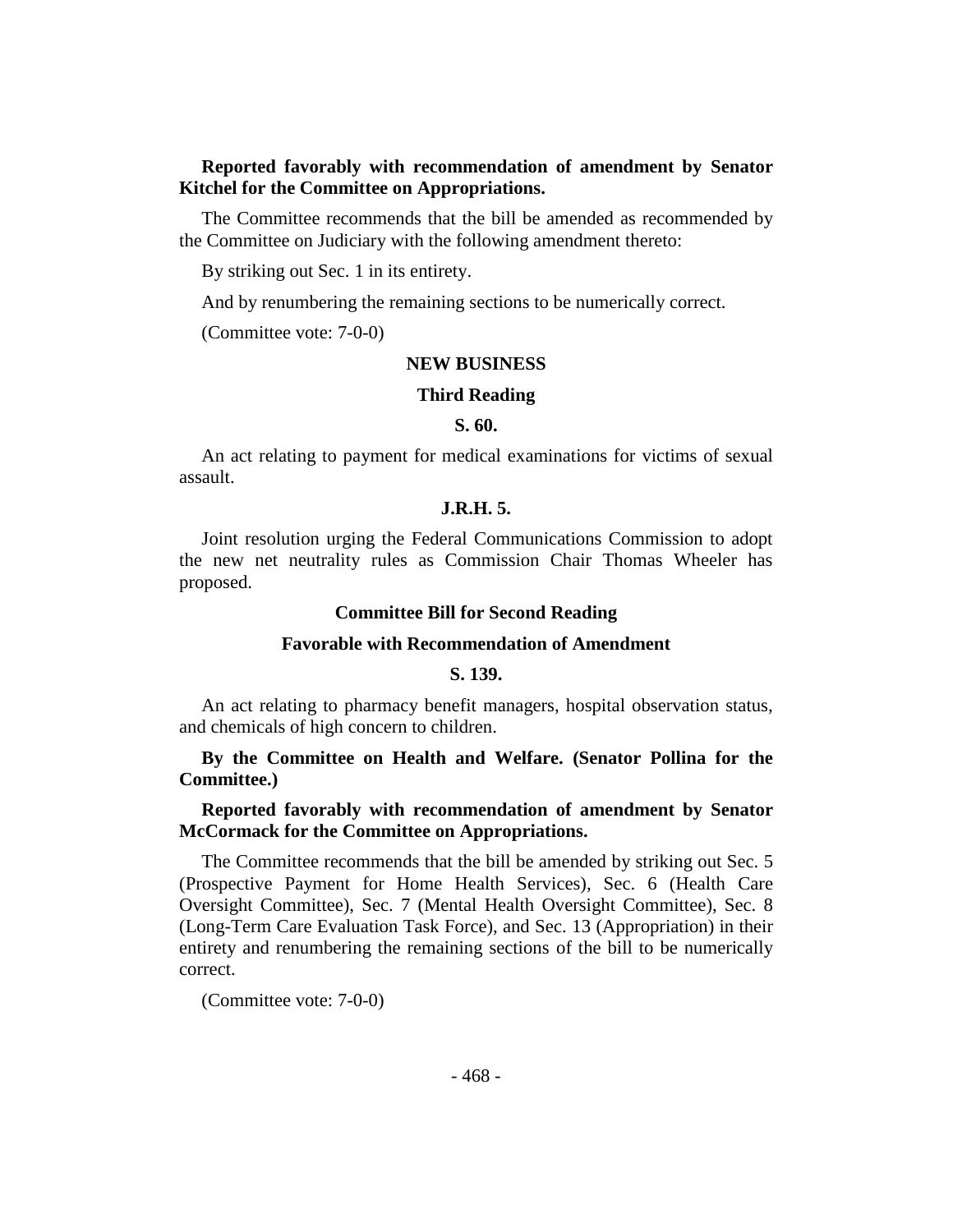**Reported favorably with recommendation of amendment by Senator Kitchel for the Committee on Appropriations.**

The Committee recommends that the bill be amended as recommended by the Committee on Judiciary with the following amendment thereto:

By striking out Sec. 1 in its entirety.

And by renumbering the remaining sections to be numerically correct.

(Committee vote: 7-0-0)

## NEW BUSINESS

### Third Reading

### S. 60.

An act relating to payment for medical examinations for victims of sexual assault.

### J.R.H. 5.

Joint resolution urging the Federal Communications Commission to adopt the new net neutrality rules as Commission Chair Thomas Wheeler has proposed.

### Committee Bill for Second Reading

### Favorable with Recommendation of Amendment

### S. 139.

An act relating to pharmacy benefit managers, hospital observation status, and chemicals of high concern to children.

**By the Committee on Health and Welfare. (Senator Pollina for the Committee.)**

**Reported favorably with recommendation of amendment by Senator McCormack for the Committee on Appropriations.**

The Committee recommends that the bill be amended by striking out Sec. 5 (Prospective Payment for Home Health Services), Sec. 6 (Health Care Oversight Committee), Sec. 7 (Mental Health Oversight Committee), Sec. 8 (Long-Term Care Evaluation Task Force), and Sec. 13 (Appropriation) in their entirety and renumbering the remaining sections of the bill to be numerically correct.

(Committee vote: 7-0-0)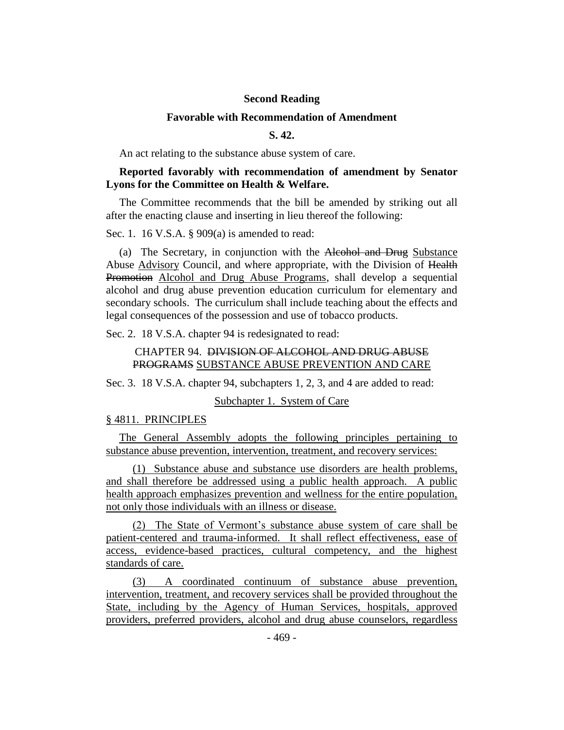**Second Reading**

**Favorable with Recommendation of Amendment**

**S. 42.**

An act relating to the substance abuse system of care.

**Reported favorably with recommendation of amendment by Senator Lyons for the Committee on Health & Welfare.**

The Committee recommends that the bill be amended by striking out all after the enacting clause and inserting in lieu thereof the following:

Sec. 1. 16 V.S.A. § 909(a) is amended to read:

(a) The Secretary, in conjunction with the ~~Alcohol and Drug~~ Substance Abuse Advisory Council, and where appropriate, with the Division of ~~Health Promotion~~ Alcohol and Drug Abuse Programs, shall develop a sequential alcohol and drug abuse prevention education curriculum for elementary and secondary schools. The curriculum shall include teaching about the effects and legal consequences of the possession and use of tobacco products.

Sec. 2. 18 V.S.A. chapter 94 is redesignated to read:

CHAPTER 94. ~~DIVISION OF ALCOHOL AND DRUG ABUSE PROGRAMS~~ SUBSTANCE ABUSE PREVENTION AND CARE

Sec. 3. 18 V.S.A. chapter 94, subchapters 1, 2, 3, and 4 are added to read:

Subchapter 1. System of Care

§ 4811. PRINCIPLES

The General Assembly adopts the following principles pertaining to substance abuse prevention, intervention, treatment, and recovery services:

(1) Substance abuse and substance use disorders are health problems, and shall therefore be addressed using a public health approach. A public health approach emphasizes prevention and wellness for the entire population, not only those individuals with an illness or disease.

(2) The State of Vermont's substance abuse system of care shall be patient-centered and trauma-informed. It shall reflect effectiveness, ease of access, evidence-based practices, cultural competency, and the highest standards of care.

(3) A coordinated continuum of substance abuse prevention, intervention, treatment, and recovery services shall be provided throughout the State, including by the Agency of Human Services, hospitals, approved providers, preferred providers, alcohol and drug abuse counselors, regardless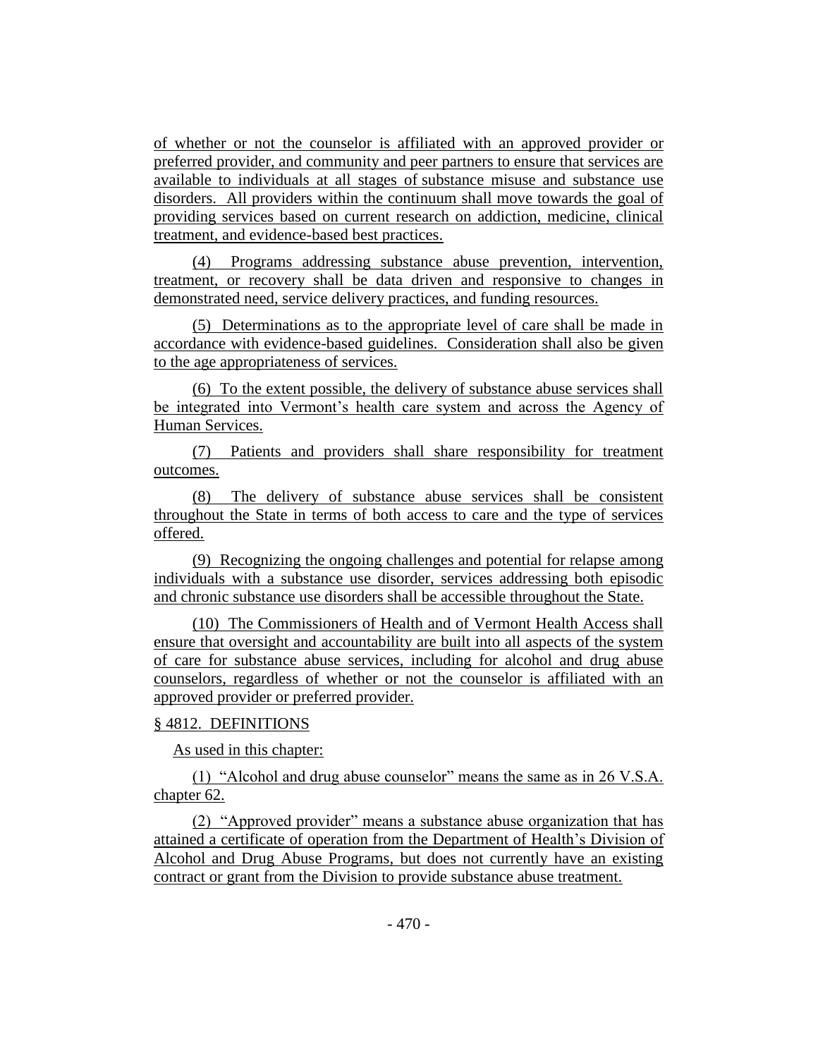of whether or not the counselor is affiliated with an approved provider or preferred provider, and community and peer partners to ensure that services are available to individuals at all stages of substance misuse and substance use disorders. All providers within the continuum shall move towards the goal of providing services based on current research on addiction, medicine, clinical treatment, and evidence-based best practices.

(4) Programs addressing substance abuse prevention, intervention, treatment, or recovery shall be data driven and responsive to changes in demonstrated need, service delivery practices, and funding resources.

(5) Determinations as to the appropriate level of care shall be made in accordance with evidence-based guidelines. Consideration shall also be given to the age appropriateness of services.

(6) To the extent possible, the delivery of substance abuse services shall be integrated into Vermont's health care system and across the Agency of Human Services.

(7) Patients and providers shall share responsibility for treatment outcomes.

(8) The delivery of substance abuse services shall be consistent throughout the State in terms of both access to care and the type of services offered.

(9) Recognizing the ongoing challenges and potential for relapse among individuals with a substance use disorder, services addressing both episodic and chronic substance use disorders shall be accessible throughout the State.

(10) The Commissioners of Health and of Vermont Health Access shall ensure that oversight and accountability are built into all aspects of the system of care for substance abuse services, including for alcohol and drug abuse counselors, regardless of whether or not the counselor is affiliated with an approved provider or preferred provider.

§ 4812. DEFINITIONS

As used in this chapter:

(1) "Alcohol and drug abuse counselor" means the same as in 26 V.S.A. chapter 62.

(2) "Approved provider" means a substance abuse organization that has attained a certificate of operation from the Department of Health's Division of Alcohol and Drug Abuse Programs, but does not currently have an existing contract or grant from the Division to provide substance abuse treatment.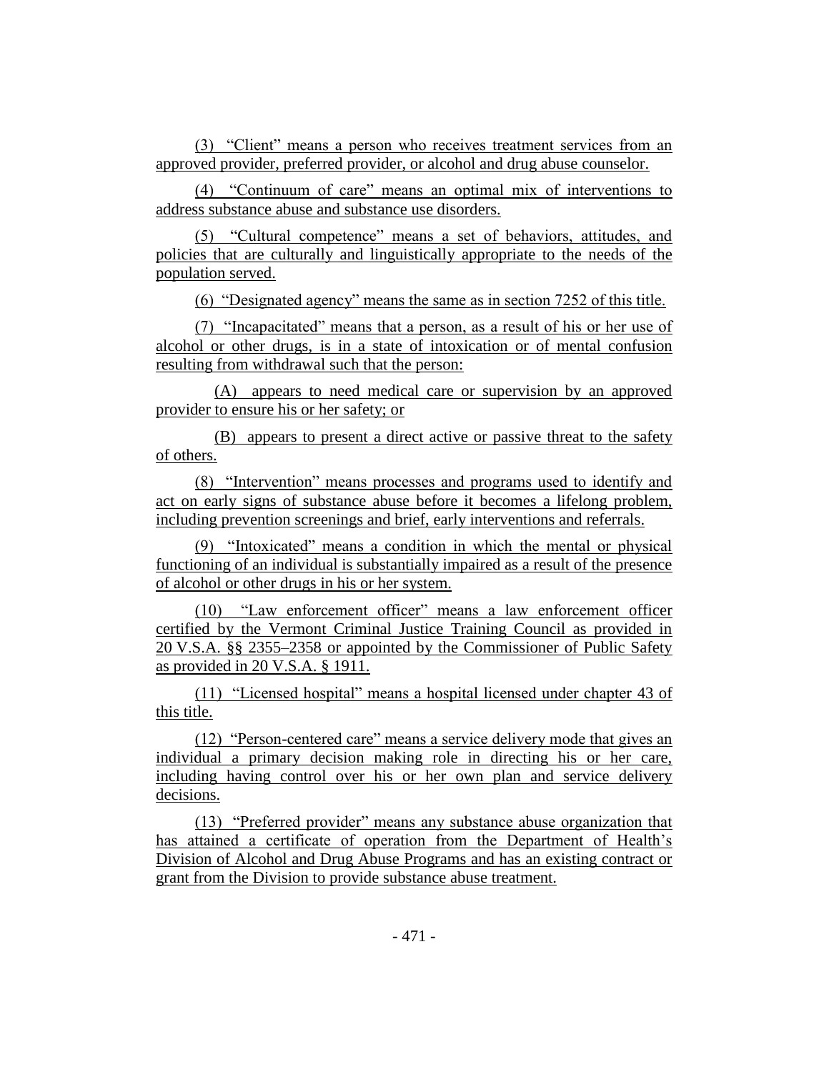(3) "Client" means a person who receives treatment services from an approved provider, preferred provider, or alcohol and drug abuse counselor.

(4) "Continuum of care" means an optimal mix of interventions to address substance abuse and substance use disorders.

(5) "Cultural competence" means a set of behaviors, attitudes, and policies that are culturally and linguistically appropriate to the needs of the population served.

(6) "Designated agency" means the same as in section 7252 of this title.

(7) "Incapacitated" means that a person, as a result of his or her use of alcohol or other drugs, is in a state of intoxication or of mental confusion resulting from withdrawal such that the person:

(A) appears to need medical care or supervision by an approved provider to ensure his or her safety; or

(B) appears to present a direct active or passive threat to the safety of others.

(8) "Intervention" means processes and programs used to identify and act on early signs of substance abuse before it becomes a lifelong problem, including prevention screenings and brief, early interventions and referrals.

(9) "Intoxicated" means a condition in which the mental or physical functioning of an individual is substantially impaired as a result of the presence of alcohol or other drugs in his or her system.

(10) "Law enforcement officer" means a law enforcement officer certified by the Vermont Criminal Justice Training Council as provided in 20 V.S.A. §§ 2355–2358 or appointed by the Commissioner of Public Safety as provided in 20 V.S.A. § 1911.

(11) "Licensed hospital" means a hospital licensed under chapter 43 of this title.

(12) "Person-centered care" means a service delivery mode that gives an individual a primary decision making role in directing his or her care, including having control over his or her own plan and service delivery decisions.

(13) "Preferred provider" means any substance abuse organization that has attained a certificate of operation from the Department of Health's Division of Alcohol and Drug Abuse Programs and has an existing contract or grant from the Division to provide substance abuse treatment.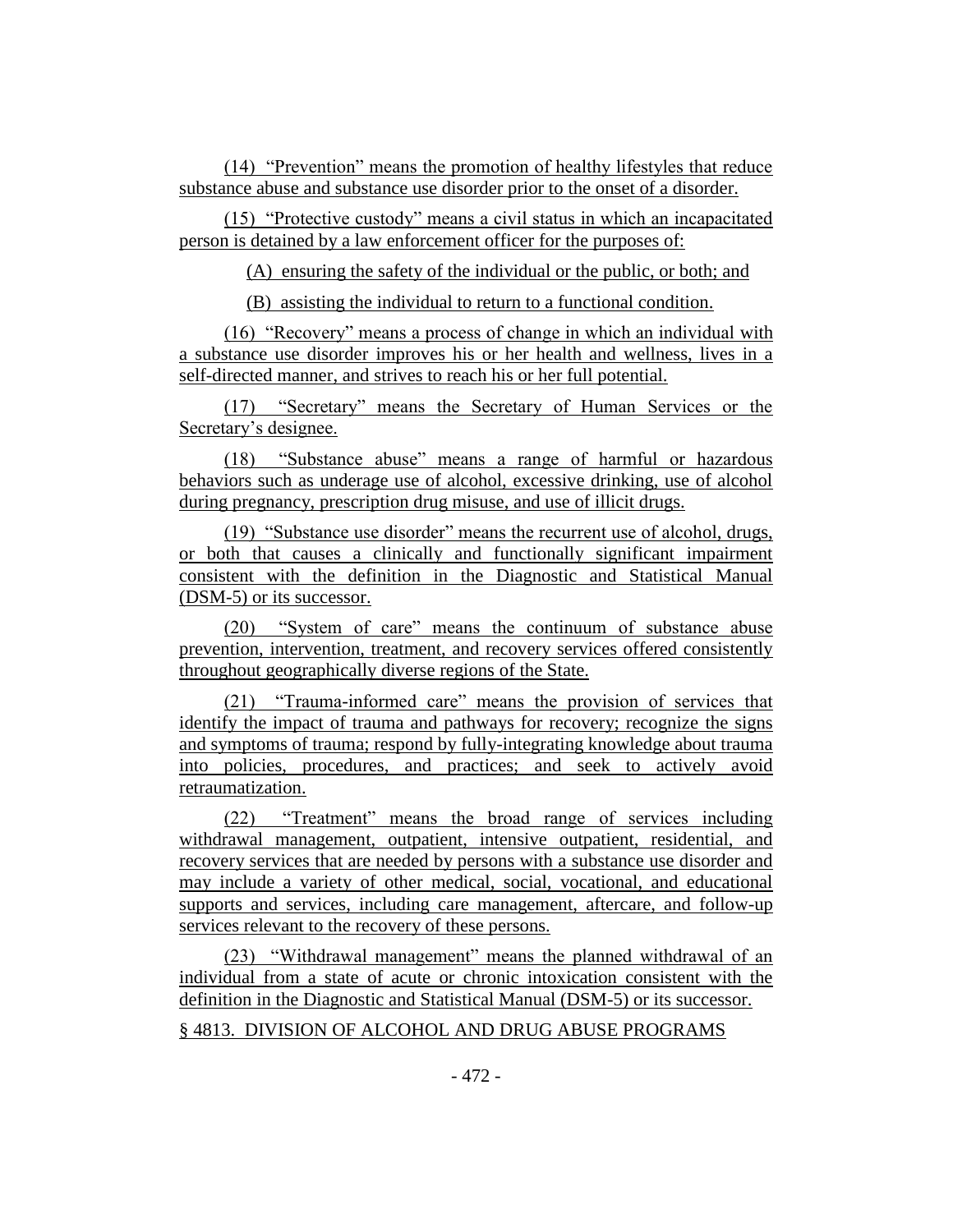(14) "Prevention" means the promotion of healthy lifestyles that reduce substance abuse and substance use disorder prior to the onset of a disorder.

(15) "Protective custody" means a civil status in which an incapacitated person is detained by a law enforcement officer for the purposes of:

(A) ensuring the safety of the individual or the public, or both; and

(B) assisting the individual to return to a functional condition.

(16) "Recovery" means a process of change in which an individual with a substance use disorder improves his or her health and wellness, lives in a self-directed manner, and strives to reach his or her full potential.

(17) "Secretary" means the Secretary of Human Services or the Secretary's designee.

(18) "Substance abuse" means a range of harmful or hazardous behaviors such as underage use of alcohol, excessive drinking, use of alcohol during pregnancy, prescription drug misuse, and use of illicit drugs.

(19) "Substance use disorder" means the recurrent use of alcohol, drugs, or both that causes a clinically and functionally significant impairment consistent with the definition in the Diagnostic and Statistical Manual (DSM-5) or its successor.

(20) "System of care" means the continuum of substance abuse prevention, intervention, treatment, and recovery services offered consistently throughout geographically diverse regions of the State.

(21) "Trauma-informed care" means the provision of services that identify the impact of trauma and pathways for recovery; recognize the signs and symptoms of trauma; respond by fully-integrating knowledge about trauma into policies, procedures, and practices; and seek to actively avoid retraumatization.

(22) "Treatment" means the broad range of services including withdrawal management, outpatient, intensive outpatient, residential, and recovery services that are needed by persons with a substance use disorder and may include a variety of other medical, social, vocational, and educational supports and services, including care management, aftercare, and follow-up services relevant to the recovery of these persons.

(23) "Withdrawal management" means the planned withdrawal of an individual from a state of acute or chronic intoxication consistent with the definition in the Diagnostic and Statistical Manual (DSM-5) or its successor.

§ 4813. DIVISION OF ALCOHOL AND DRUG ABUSE PROGRAMS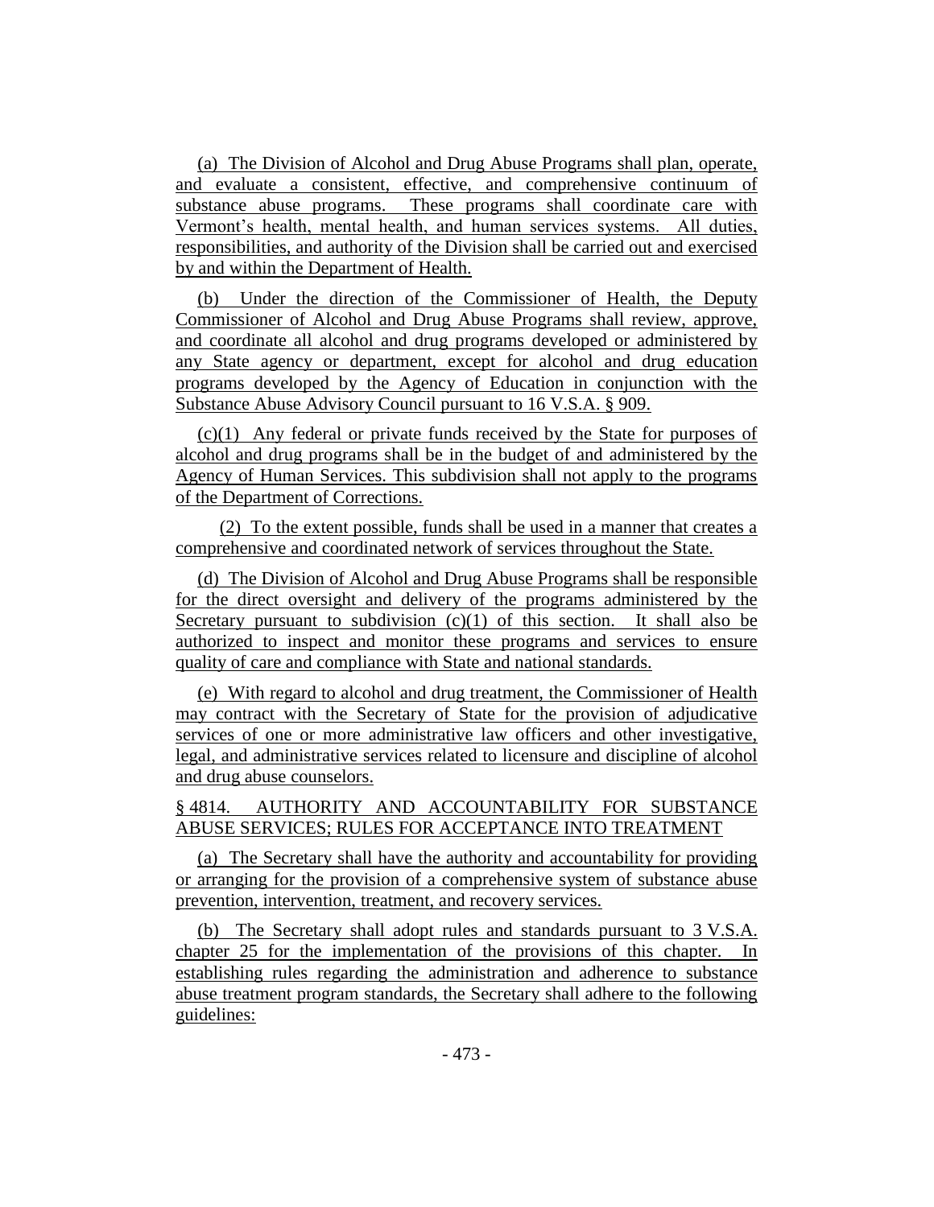(a) The Division of Alcohol and Drug Abuse Programs shall plan, operate, and evaluate a consistent, effective, and comprehensive continuum of substance abuse programs. These programs shall coordinate care with Vermont's health, mental health, and human services systems. All duties, responsibilities, and authority of the Division shall be carried out and exercised by and within the Department of Health.

(b) Under the direction of the Commissioner of Health, the Deputy Commissioner of Alcohol and Drug Abuse Programs shall review, approve, and coordinate all alcohol and drug programs developed or administered by any State agency or department, except for alcohol and drug education programs developed by the Agency of Education in conjunction with the Substance Abuse Advisory Council pursuant to 16 V.S.A. § 909.

(c)(1) Any federal or private funds received by the State for purposes of alcohol and drug programs shall be in the budget of and administered by the Agency of Human Services. This subdivision shall not apply to the programs of the Department of Corrections.

(2) To the extent possible, funds shall be used in a manner that creates a comprehensive and coordinated network of services throughout the State.

(d) The Division of Alcohol and Drug Abuse Programs shall be responsible for the direct oversight and delivery of the programs administered by the Secretary pursuant to subdivision (c)(1) of this section. It shall also be authorized to inspect and monitor these programs and services to ensure quality of care and compliance with State and national standards.

(e) With regard to alcohol and drug treatment, the Commissioner of Health may contract with the Secretary of State for the provision of adjudicative services of one or more administrative law officers and other investigative, legal, and administrative services related to licensure and discipline of alcohol and drug abuse counselors.

§ 4814. AUTHORITY AND ACCOUNTABILITY FOR SUBSTANCE ABUSE SERVICES; RULES FOR ACCEPTANCE INTO TREATMENT

(a) The Secretary shall have the authority and accountability for providing or arranging for the provision of a comprehensive system of substance abuse prevention, intervention, treatment, and recovery services.

(b) The Secretary shall adopt rules and standards pursuant to 3 V.S.A. chapter 25 for the implementation of the provisions of this chapter. In establishing rules regarding the administration and adherence to substance abuse treatment program standards, the Secretary shall adhere to the following guidelines: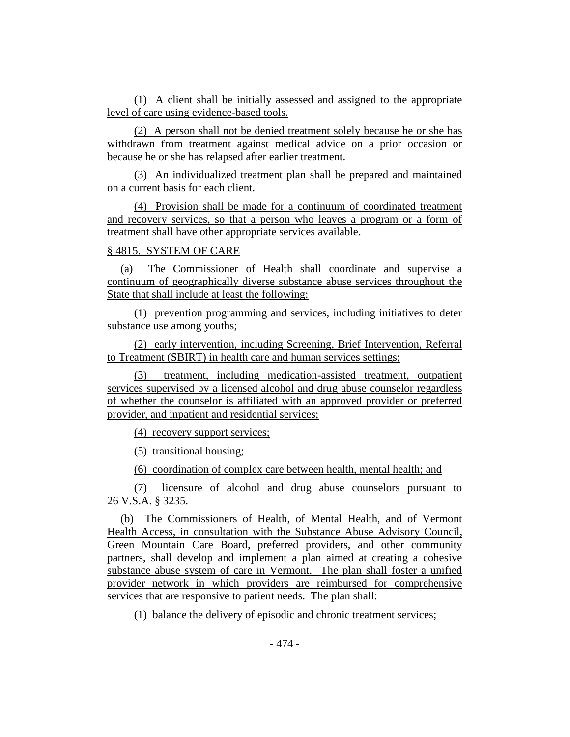(1) A client shall be initially assessed and assigned to the appropriate level of care using evidence-based tools.

(2) A person shall not be denied treatment solely because he or she has withdrawn from treatment against medical advice on a prior occasion or because he or she has relapsed after earlier treatment.

(3) An individualized treatment plan shall be prepared and maintained on a current basis for each client.

(4) Provision shall be made for a continuum of coordinated treatment and recovery services, so that a person who leaves a program or a form of treatment shall have other appropriate services available.

§ 4815. SYSTEM OF CARE

(a) The Commissioner of Health shall coordinate and supervise a continuum of geographically diverse substance abuse services throughout the State that shall include at least the following:

(1) prevention programming and services, including initiatives to deter substance use among youths;

(2) early intervention, including Screening, Brief Intervention, Referral to Treatment (SBIRT) in health care and human services settings;

(3) treatment, including medication-assisted treatment, outpatient services supervised by a licensed alcohol and drug abuse counselor regardless of whether the counselor is affiliated with an approved provider or preferred provider, and inpatient and residential services;

(4) recovery support services;

(5) transitional housing;

(6) coordination of complex care between health, mental health; and

(7) licensure of alcohol and drug abuse counselors pursuant to 26 V.S.A. § 3235.

(b) The Commissioners of Health, of Mental Health, and of Vermont Health Access, in consultation with the Substance Abuse Advisory Council, Green Mountain Care Board, preferred providers, and other community partners, shall develop and implement a plan aimed at creating a cohesive substance abuse system of care in Vermont. The plan shall foster a unified provider network in which providers are reimbursed for comprehensive services that are responsive to patient needs. The plan shall:

(1) balance the delivery of episodic and chronic treatment services;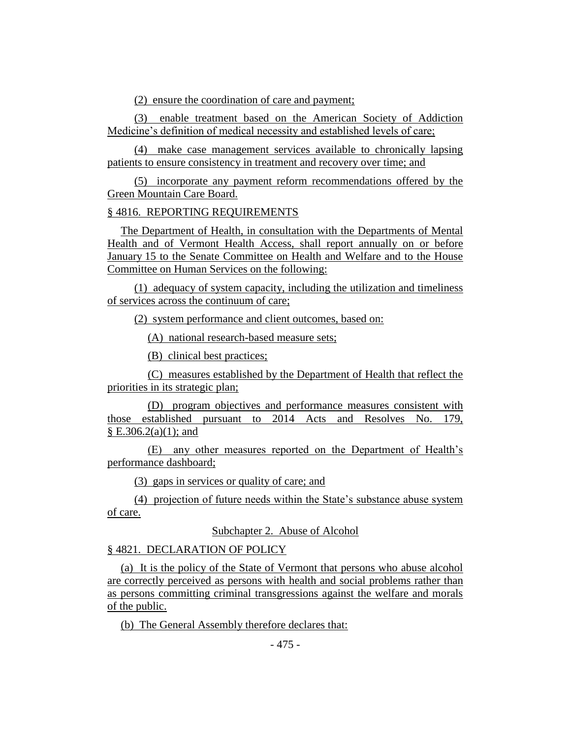(2) ensure the coordination of care and payment;

(3) enable treatment based on the American Society of Addiction Medicine's definition of medical necessity and established levels of care;

(4) make case management services available to chronically lapsing patients to ensure consistency in treatment and recovery over time; and

(5) incorporate any payment reform recommendations offered by the Green Mountain Care Board.

§ 4816. REPORTING REQUIREMENTS

The Department of Health, in consultation with the Departments of Mental Health and of Vermont Health Access, shall report annually on or before January 15 to the Senate Committee on Health and Welfare and to the House Committee on Human Services on the following:

(1) adequacy of system capacity, including the utilization and timeliness of services across the continuum of care;

(2) system performance and client outcomes, based on:

(A) national research-based measure sets;

(B) clinical best practices;

(C) measures established by the Department of Health that reflect the priorities in its strategic plan;

(D) program objectives and performance measures consistent with those established pursuant to 2014 Acts and Resolves No. 179, § E.306.2(a)(1); and

(E) any other measures reported on the Department of Health's performance dashboard;

(3) gaps in services or quality of care; and

(4) projection of future needs within the State's substance abuse system of care.

Subchapter 2. Abuse of Alcohol

§ 4821. DECLARATION OF POLICY

(a) It is the policy of the State of Vermont that persons who abuse alcohol are correctly perceived as persons with health and social problems rather than as persons committing criminal transgressions against the welfare and morals of the public.

(b) The General Assembly therefore declares that: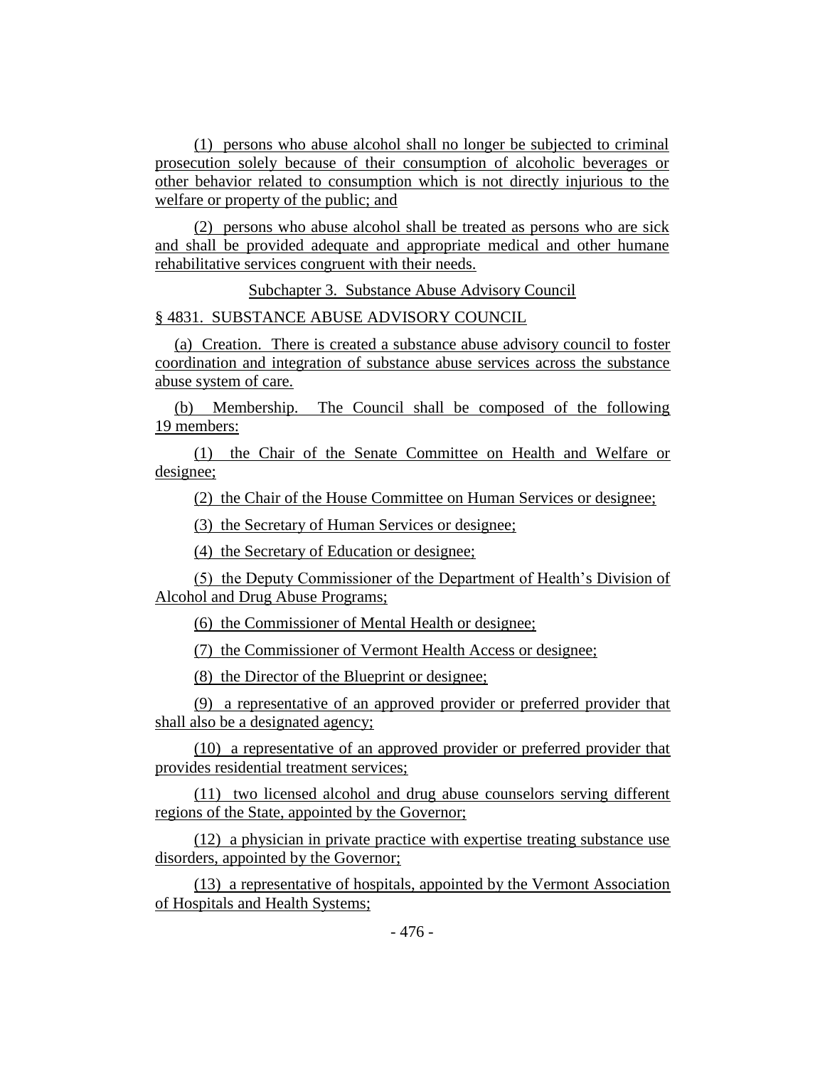(1) persons who abuse alcohol shall no longer be subjected to criminal prosecution solely because of their consumption of alcoholic beverages or other behavior related to consumption which is not directly injurious to the welfare or property of the public; and

(2) persons who abuse alcohol shall be treated as persons who are sick and shall be provided adequate and appropriate medical and other humane rehabilitative services congruent with their needs.

Subchapter 3. Substance Abuse Advisory Council

§ 4831. SUBSTANCE ABUSE ADVISORY COUNCIL

(a) Creation. There is created a substance abuse advisory council to foster coordination and integration of substance abuse services across the substance abuse system of care.

(b) Membership. The Council shall be composed of the following 19 members:

(1) the Chair of the Senate Committee on Health and Welfare or designee;

(2) the Chair of the House Committee on Human Services or designee;

(3) the Secretary of Human Services or designee;

(4) the Secretary of Education or designee;

(5) the Deputy Commissioner of the Department of Health's Division of Alcohol and Drug Abuse Programs;

(6) the Commissioner of Mental Health or designee;

(7) the Commissioner of Vermont Health Access or designee;

(8) the Director of the Blueprint or designee;

(9) a representative of an approved provider or preferred provider that shall also be a designated agency;

(10) a representative of an approved provider or preferred provider that provides residential treatment services;

(11) two licensed alcohol and drug abuse counselors serving different regions of the State, appointed by the Governor;

(12) a physician in private practice with expertise treating substance use disorders, appointed by the Governor;

(13) a representative of hospitals, appointed by the Vermont Association of Hospitals and Health Systems;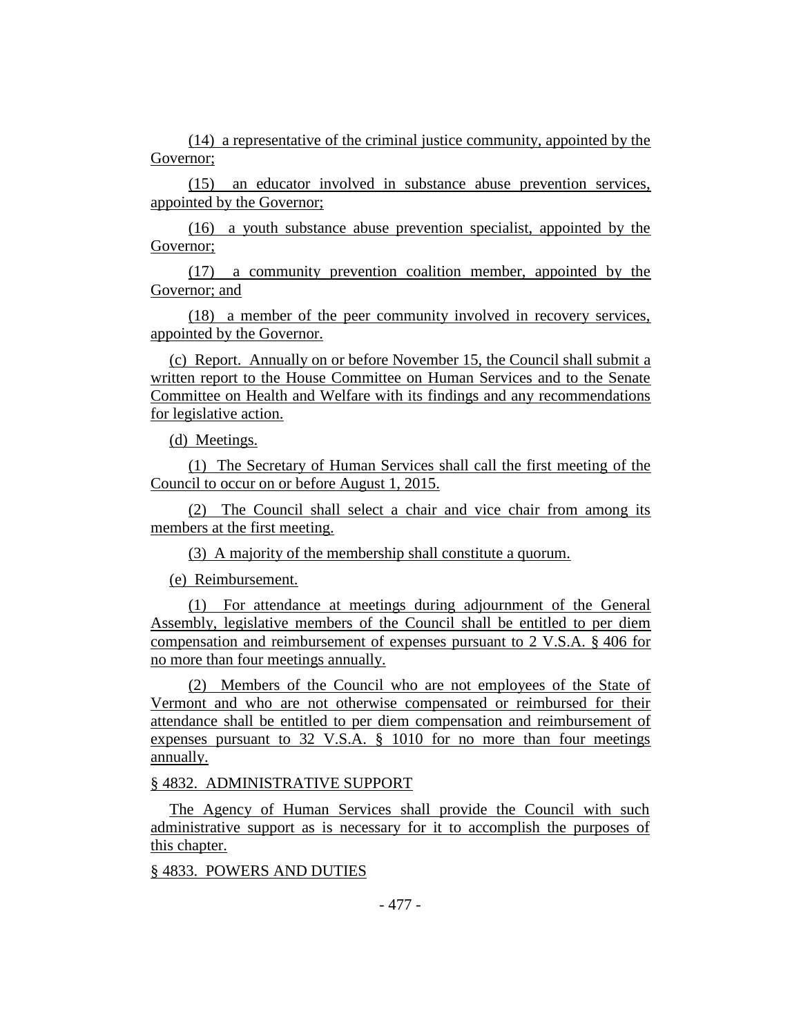(14) a representative of the criminal justice community, appointed by the Governor;

(15) an educator involved in substance abuse prevention services, appointed by the Governor;

(16) a youth substance abuse prevention specialist, appointed by the Governor;

(17) a community prevention coalition member, appointed by the Governor; and

(18) a member of the peer community involved in recovery services, appointed by the Governor.

(c) Report. Annually on or before November 15, the Council shall submit a written report to the House Committee on Human Services and to the Senate Committee on Health and Welfare with its findings and any recommendations for legislative action.

(d) Meetings.

(1) The Secretary of Human Services shall call the first meeting of the Council to occur on or before August 1, 2015.

(2) The Council shall select a chair and vice chair from among its members at the first meeting.

(3) A majority of the membership shall constitute a quorum.

(e) Reimbursement.

(1) For attendance at meetings during adjournment of the General Assembly, legislative members of the Council shall be entitled to per diem compensation and reimbursement of expenses pursuant to 2 V.S.A. § 406 for no more than four meetings annually.

(2) Members of the Council who are not employees of the State of Vermont and who are not otherwise compensated or reimbursed for their attendance shall be entitled to per diem compensation and reimbursement of expenses pursuant to 32 V.S.A. § 1010 for no more than four meetings annually.

§ 4832. ADMINISTRATIVE SUPPORT

The Agency of Human Services shall provide the Council with such administrative support as is necessary for it to accomplish the purposes of this chapter.

§ 4833. POWERS AND DUTIES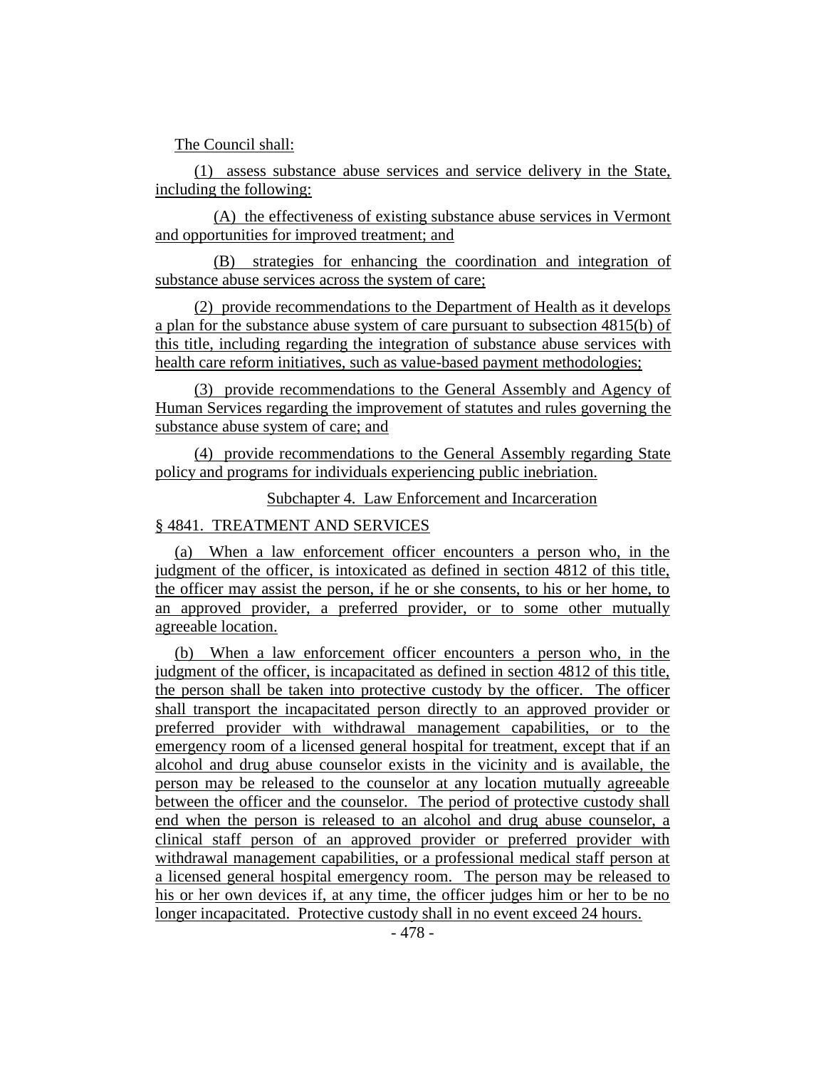The Council shall:

(1) assess substance abuse services and service delivery in the State, including the following:

(A) the effectiveness of existing substance abuse services in Vermont and opportunities for improved treatment; and

(B) strategies for enhancing the coordination and integration of substance abuse services across the system of care;

(2) provide recommendations to the Department of Health as it develops a plan for the substance abuse system of care pursuant to subsection 4815(b) of this title, including regarding the integration of substance abuse services with health care reform initiatives, such as value-based payment methodologies;

(3) provide recommendations to the General Assembly and Agency of Human Services regarding the improvement of statutes and rules governing the substance abuse system of care; and

(4) provide recommendations to the General Assembly regarding State policy and programs for individuals experiencing public inebriation.

Subchapter 4. Law Enforcement and Incarceration

§ 4841. TREATMENT AND SERVICES

(a) When a law enforcement officer encounters a person who, in the judgment of the officer, is intoxicated as defined in section 4812 of this title, the officer may assist the person, if he or she consents, to his or her home, to an approved provider, a preferred provider, or to some other mutually agreeable location.

(b) When a law enforcement officer encounters a person who, in the judgment of the officer, is incapacitated as defined in section 4812 of this title, the person shall be taken into protective custody by the officer. The officer shall transport the incapacitated person directly to an approved provider or preferred provider with withdrawal management capabilities, or to the emergency room of a licensed general hospital for treatment, except that if an alcohol and drug abuse counselor exists in the vicinity and is available, the person may be released to the counselor at any location mutually agreeable between the officer and the counselor. The period of protective custody shall end when the person is released to an alcohol and drug abuse counselor, a clinical staff person of an approved provider or preferred provider with withdrawal management capabilities, or a professional medical staff person at a licensed general hospital emergency room. The person may be released to his or her own devices if, at any time, the officer judges him or her to be no longer incapacitated. Protective custody shall in no event exceed 24 hours.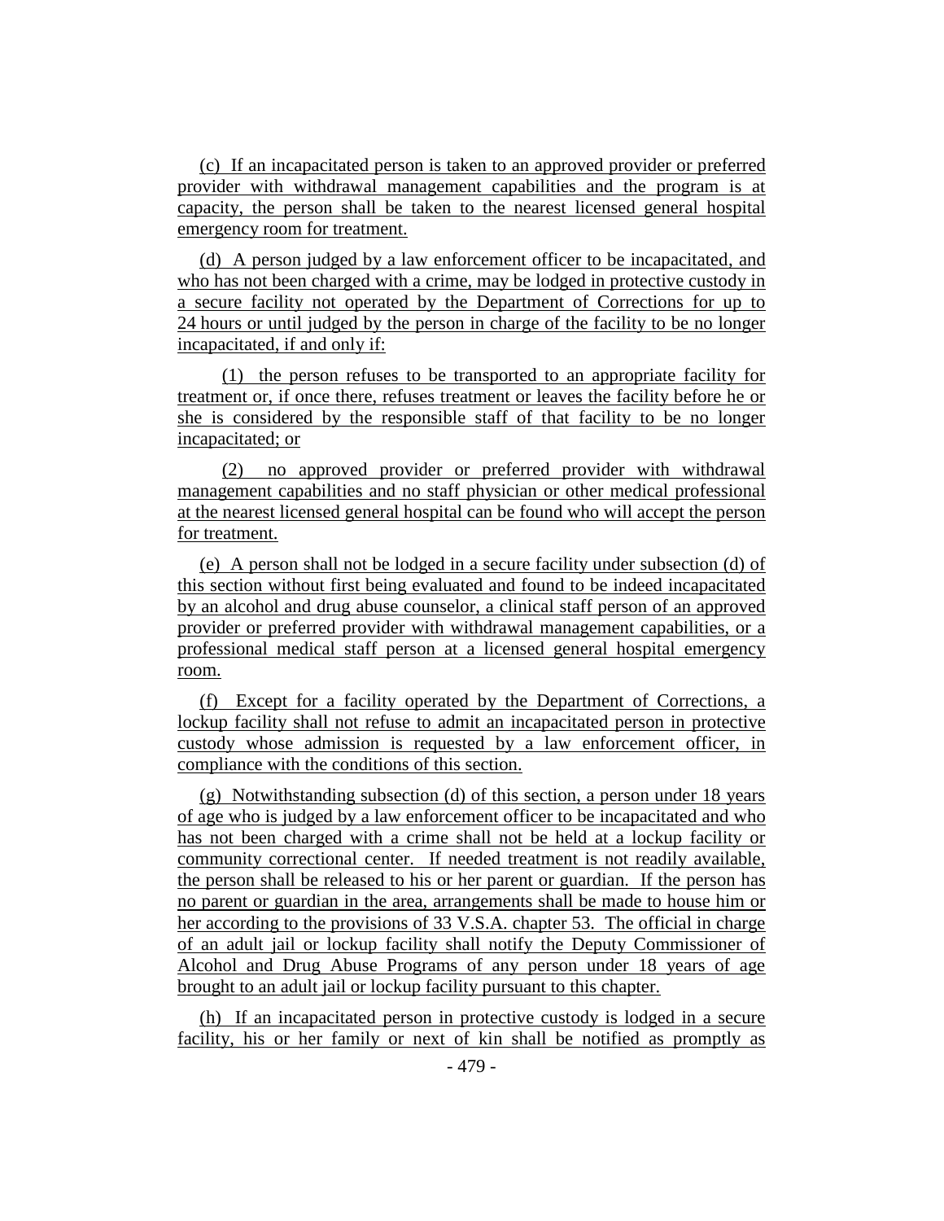(c) If an incapacitated person is taken to an approved provider or preferred provider with withdrawal management capabilities and the program is at capacity, the person shall be taken to the nearest licensed general hospital emergency room for treatment.

(d) A person judged by a law enforcement officer to be incapacitated, and who has not been charged with a crime, may be lodged in protective custody in a secure facility not operated by the Department of Corrections for up to 24 hours or until judged by the person in charge of the facility to be no longer incapacitated, if and only if:

(1) the person refuses to be transported to an appropriate facility for treatment or, if once there, refuses treatment or leaves the facility before he or she is considered by the responsible staff of that facility to be no longer incapacitated; or

(2) no approved provider or preferred provider with withdrawal management capabilities and no staff physician or other medical professional at the nearest licensed general hospital can be found who will accept the person for treatment.

(e) A person shall not be lodged in a secure facility under subsection (d) of this section without first being evaluated and found to be indeed incapacitated by an alcohol and drug abuse counselor, a clinical staff person of an approved provider or preferred provider with withdrawal management capabilities, or a professional medical staff person at a licensed general hospital emergency room.

(f) Except for a facility operated by the Department of Corrections, a lockup facility shall not refuse to admit an incapacitated person in protective custody whose admission is requested by a law enforcement officer, in compliance with the conditions of this section.

(g) Notwithstanding subsection (d) of this section, a person under 18 years of age who is judged by a law enforcement officer to be incapacitated and who has not been charged with a crime shall not be held at a lockup facility or community correctional center. If needed treatment is not readily available, the person shall be released to his or her parent or guardian. If the person has no parent or guardian in the area, arrangements shall be made to house him or her according to the provisions of 33 V.S.A. chapter 53. The official in charge of an adult jail or lockup facility shall notify the Deputy Commissioner of Alcohol and Drug Abuse Programs of any person under 18 years of age brought to an adult jail or lockup facility pursuant to this chapter.

(h) If an incapacitated person in protective custody is lodged in a secure facility, his or her family or next of kin shall be notified as promptly as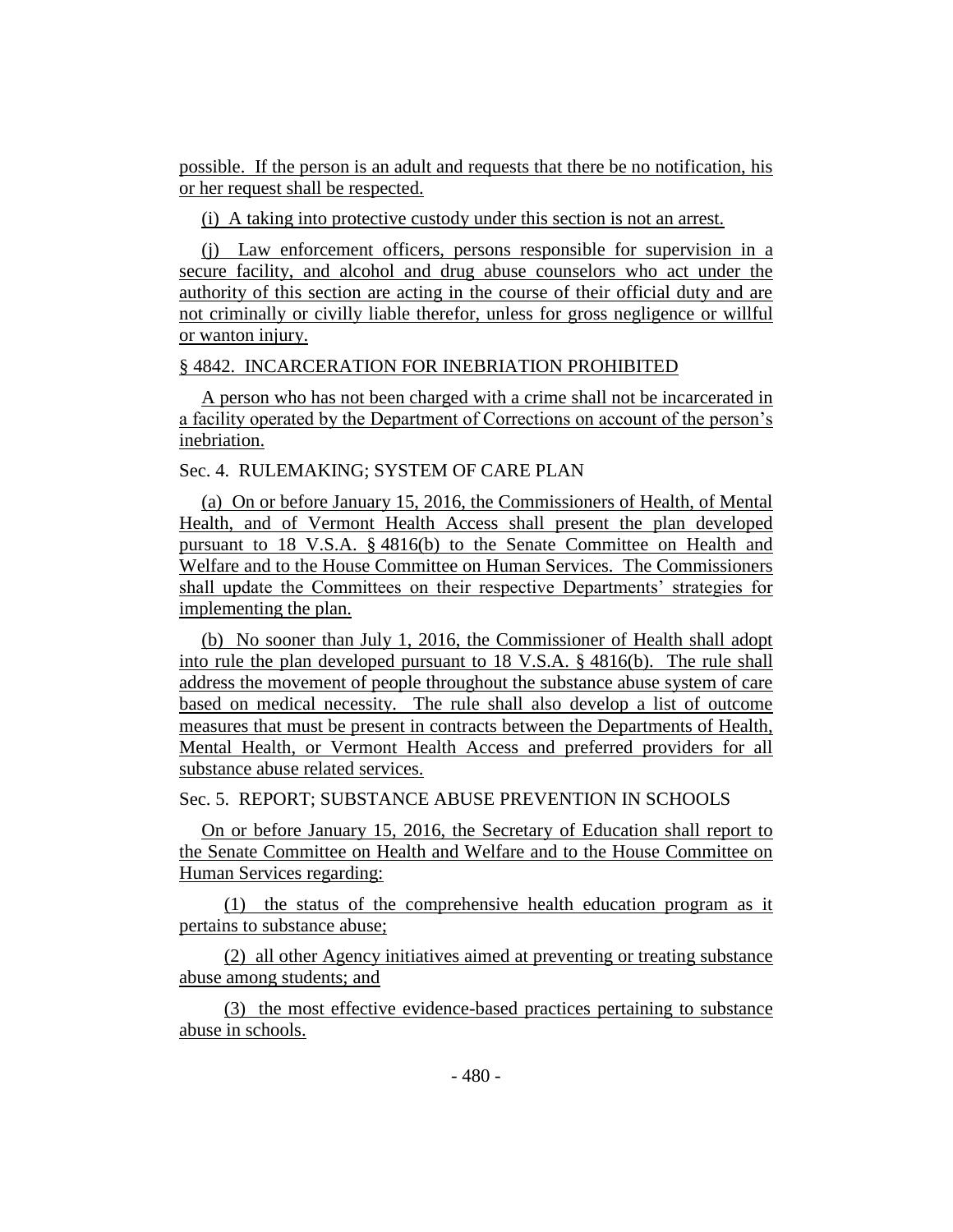possible. If the person is an adult and requests that there be no notification, his or her request shall be respected.

(i) A taking into protective custody under this section is not an arrest.

(j) Law enforcement officers, persons responsible for supervision in a secure facility, and alcohol and drug abuse counselors who act under the authority of this section are acting in the course of their official duty and are not criminally or civilly liable therefor, unless for gross negligence or willful or wanton injury.

§ 4842. INCARCERATION FOR INEBRIATION PROHIBITED

A person who has not been charged with a crime shall not be incarcerated in a facility operated by the Department of Corrections on account of the person's inebriation.

Sec. 4. RULEMAKING; SYSTEM OF CARE PLAN

(a) On or before January 15, 2016, the Commissioners of Health, of Mental Health, and of Vermont Health Access shall present the plan developed pursuant to 18 V.S.A. § 4816(b) to the Senate Committee on Health and Welfare and to the House Committee on Human Services. The Commissioners shall update the Committees on their respective Departments' strategies for implementing the plan.

(b) No sooner than July 1, 2016, the Commissioner of Health shall adopt into rule the plan developed pursuant to 18 V.S.A. § 4816(b). The rule shall address the movement of people throughout the substance abuse system of care based on medical necessity. The rule shall also develop a list of outcome measures that must be present in contracts between the Departments of Health, Mental Health, or Vermont Health Access and preferred providers for all substance abuse related services.

Sec. 5. REPORT; SUBSTANCE ABUSE PREVENTION IN SCHOOLS

On or before January 15, 2016, the Secretary of Education shall report to the Senate Committee on Health and Welfare and to the House Committee on Human Services regarding:

(1) the status of the comprehensive health education program as it pertains to substance abuse;

(2) all other Agency initiatives aimed at preventing or treating substance abuse among students; and

(3) the most effective evidence-based practices pertaining to substance abuse in schools.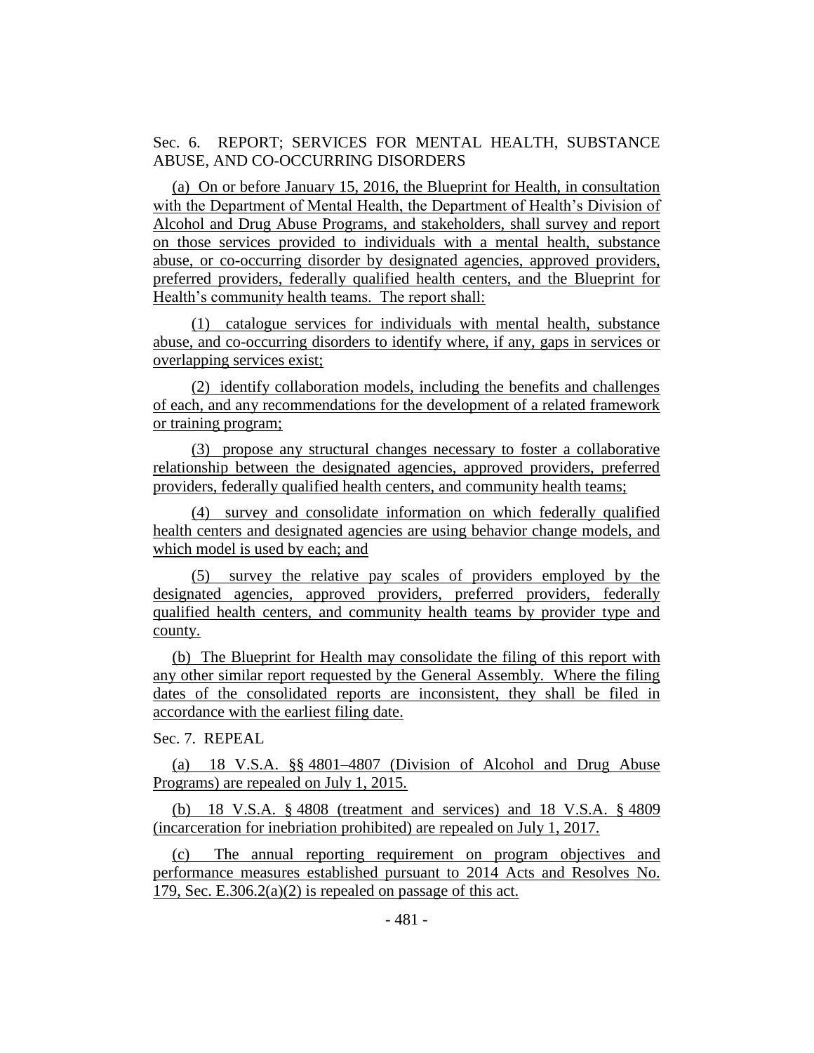Sec. 6. REPORT; SERVICES FOR MENTAL HEALTH, SUBSTANCE ABUSE, AND CO-OCCURRING DISORDERS

(a) On or before January 15, 2016, the Blueprint for Health, in consultation with the Department of Mental Health, the Department of Health's Division of Alcohol and Drug Abuse Programs, and stakeholders, shall survey and report on those services provided to individuals with a mental health, substance abuse, or co-occurring disorder by designated agencies, approved providers, preferred providers, federally qualified health centers, and the Blueprint for Health's community health teams. The report shall:

(1) catalogue services for individuals with mental health, substance abuse, and co-occurring disorders to identify where, if any, gaps in services or overlapping services exist;

(2) identify collaboration models, including the benefits and challenges of each, and any recommendations for the development of a related framework or training program;

(3) propose any structural changes necessary to foster a collaborative relationship between the designated agencies, approved providers, preferred providers, federally qualified health centers, and community health teams;

(4) survey and consolidate information on which federally qualified health centers and designated agencies are using behavior change models, and which model is used by each; and

(5) survey the relative pay scales of providers employed by the designated agencies, approved providers, preferred providers, federally qualified health centers, and community health teams by provider type and county.

(b) The Blueprint for Health may consolidate the filing of this report with any other similar report requested by the General Assembly. Where the filing dates of the consolidated reports are inconsistent, they shall be filed in accordance with the earliest filing date.

Sec. 7. REPEAL

(a) 18 V.S.A. §§ 4801–4807 (Division of Alcohol and Drug Abuse Programs) are repealed on July 1, 2015.

(b) 18 V.S.A. § 4808 (treatment and services) and 18 V.S.A. § 4809 (incarceration for inebriation prohibited) are repealed on July 1, 2017.

(c) The annual reporting requirement on program objectives and performance measures established pursuant to 2014 Acts and Resolves No. 179, Sec. E.306.2(a)(2) is repealed on passage of this act.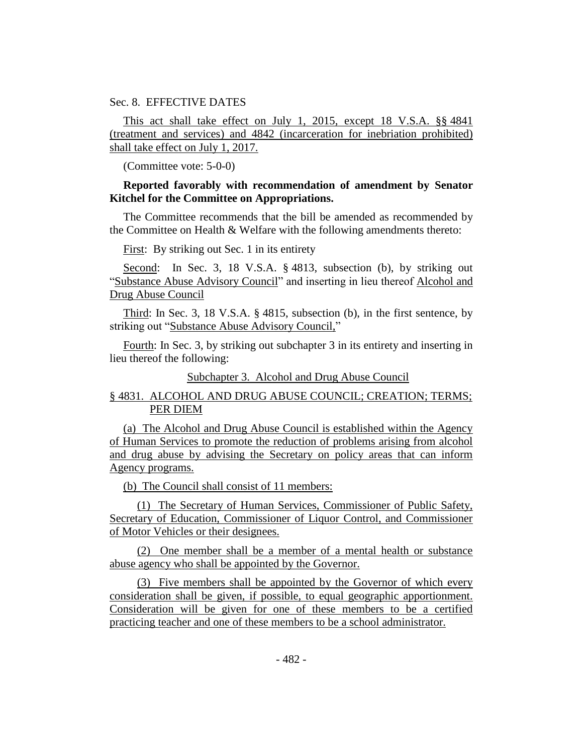Sec. 8. EFFECTIVE DATES

This act shall take effect on July 1, 2015, except 18 V.S.A. §§ 4841 (treatment and services) and 4842 (incarceration for inebriation prohibited) shall take effect on July 1, 2017.

(Committee vote: 5-0-0)

**Reported favorably with recommendation of amendment by Senator Kitchel for the Committee on Appropriations.**

The Committee recommends that the bill be amended as recommended by the Committee on Health & Welfare with the following amendments thereto:

First: By striking out Sec. 1 in its entirety

Second: In Sec. 3, 18 V.S.A. § 4813, subsection (b), by striking out "Substance Abuse Advisory Council" and inserting in lieu thereof Alcohol and Drug Abuse Council

Third: In Sec. 3, 18 V.S.A. § 4815, subsection (b), in the first sentence, by striking out "Substance Abuse Advisory Council,"

Fourth: In Sec. 3, by striking out subchapter 3 in its entirety and inserting in lieu thereof the following:

Subchapter 3. Alcohol and Drug Abuse Council

§ 4831. ALCOHOL AND DRUG ABUSE COUNCIL; CREATION; TERMS; PER DIEM

(a) The Alcohol and Drug Abuse Council is established within the Agency of Human Services to promote the reduction of problems arising from alcohol and drug abuse by advising the Secretary on policy areas that can inform Agency programs.

(b) The Council shall consist of 11 members:

(1) The Secretary of Human Services, Commissioner of Public Safety, Secretary of Education, Commissioner of Liquor Control, and Commissioner of Motor Vehicles or their designees.

(2) One member shall be a member of a mental health or substance abuse agency who shall be appointed by the Governor.

(3) Five members shall be appointed by the Governor of which every consideration shall be given, if possible, to equal geographic apportionment. Consideration will be given for one of these members to be a certified practicing teacher and one of these members to be a school administrator.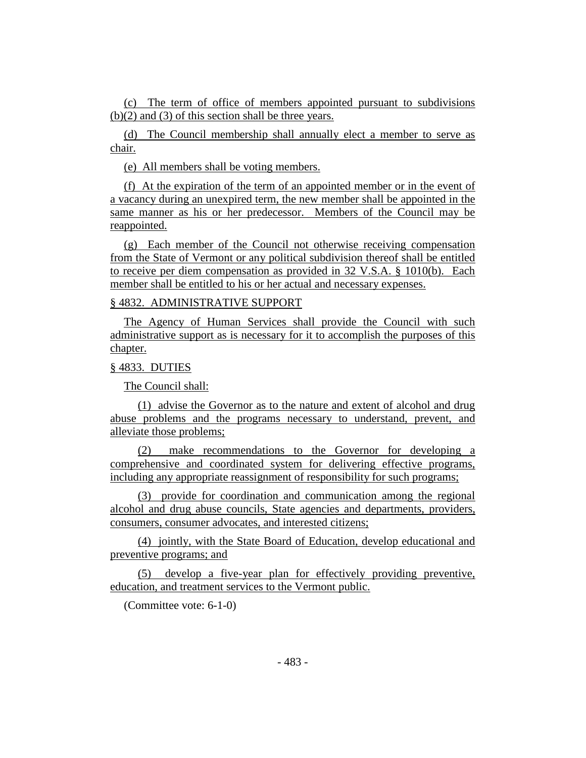(c) The term of office of members appointed pursuant to subdivisions (b)(2) and (3) of this section shall be three years.

(d) The Council membership shall annually elect a member to serve as chair.

(e) All members shall be voting members.

(f) At the expiration of the term of an appointed member or in the event of a vacancy during an unexpired term, the new member shall be appointed in the same manner as his or her predecessor. Members of the Council may be reappointed.

(g) Each member of the Council not otherwise receiving compensation from the State of Vermont or any political subdivision thereof shall be entitled to receive per diem compensation as provided in 32 V.S.A. § 1010(b). Each member shall be entitled to his or her actual and necessary expenses.

§ 4832. ADMINISTRATIVE SUPPORT

The Agency of Human Services shall provide the Council with such administrative support as is necessary for it to accomplish the purposes of this chapter.

§ 4833. DUTIES

The Council shall:

(1) advise the Governor as to the nature and extent of alcohol and drug abuse problems and the programs necessary to understand, prevent, and alleviate those problems;

(2) make recommendations to the Governor for developing a comprehensive and coordinated system for delivering effective programs, including any appropriate reassignment of responsibility for such programs;

(3) provide for coordination and communication among the regional alcohol and drug abuse councils, State agencies and departments, providers, consumers, consumer advocates, and interested citizens;

(4) jointly, with the State Board of Education, develop educational and preventive programs; and

(5) develop a five-year plan for effectively providing preventive, education, and treatment services to the Vermont public.

(Committee vote: 6-1-0)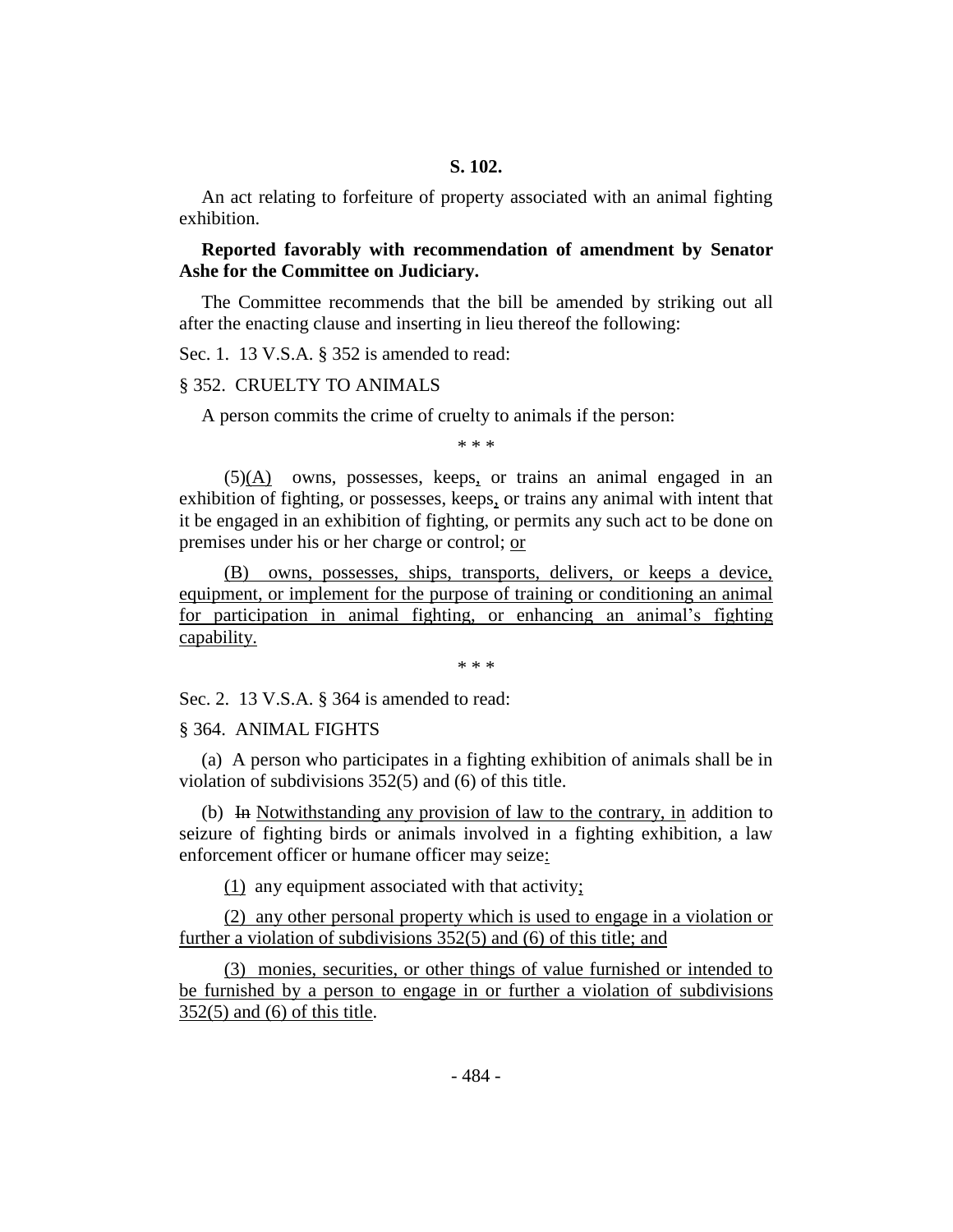**S. 102.**

An act relating to forfeiture of property associated with an animal fighting exhibition.

**Reported favorably with recommendation of amendment by Senator Ashe for the Committee on Judiciary.**

The Committee recommends that the bill be amended by striking out all after the enacting clause and inserting in lieu thereof the following:

Sec. 1. 13 V.S.A. § 352 is amended to read:

§ 352. CRUELTY TO ANIMALS

A person commits the crime of cruelty to animals if the person:

\* \* \*

(5)(A) owns, possesses, keeps, or trains an animal engaged in an exhibition of fighting, or possesses, keeps, or trains any animal with intent that it be engaged in an exhibition of fighting, or permits any such act to be done on premises under his or her charge or control; or

(B) owns, possesses, ships, transports, delivers, or keeps a device, equipment, or implement for the purpose of training or conditioning an animal for participation in animal fighting, or enhancing an animal's fighting capability.

\* \* \*

Sec. 2. 13 V.S.A. § 364 is amended to read:

§ 364. ANIMAL FIGHTS

(a) A person who participates in a fighting exhibition of animals shall be in violation of subdivisions 352(5) and (6) of this title.

(b) ~~In~~ Notwithstanding any provision of law to the contrary, in addition to seizure of fighting birds or animals involved in a fighting exhibition, a law enforcement officer or humane officer may seize:

(1) any equipment associated with that activity;

(2) any other personal property which is used to engage in a violation or further a violation of subdivisions 352(5) and (6) of this title; and

(3) monies, securities, or other things of value furnished or intended to be furnished by a person to engage in or further a violation of subdivisions 352(5) and (6) of this title.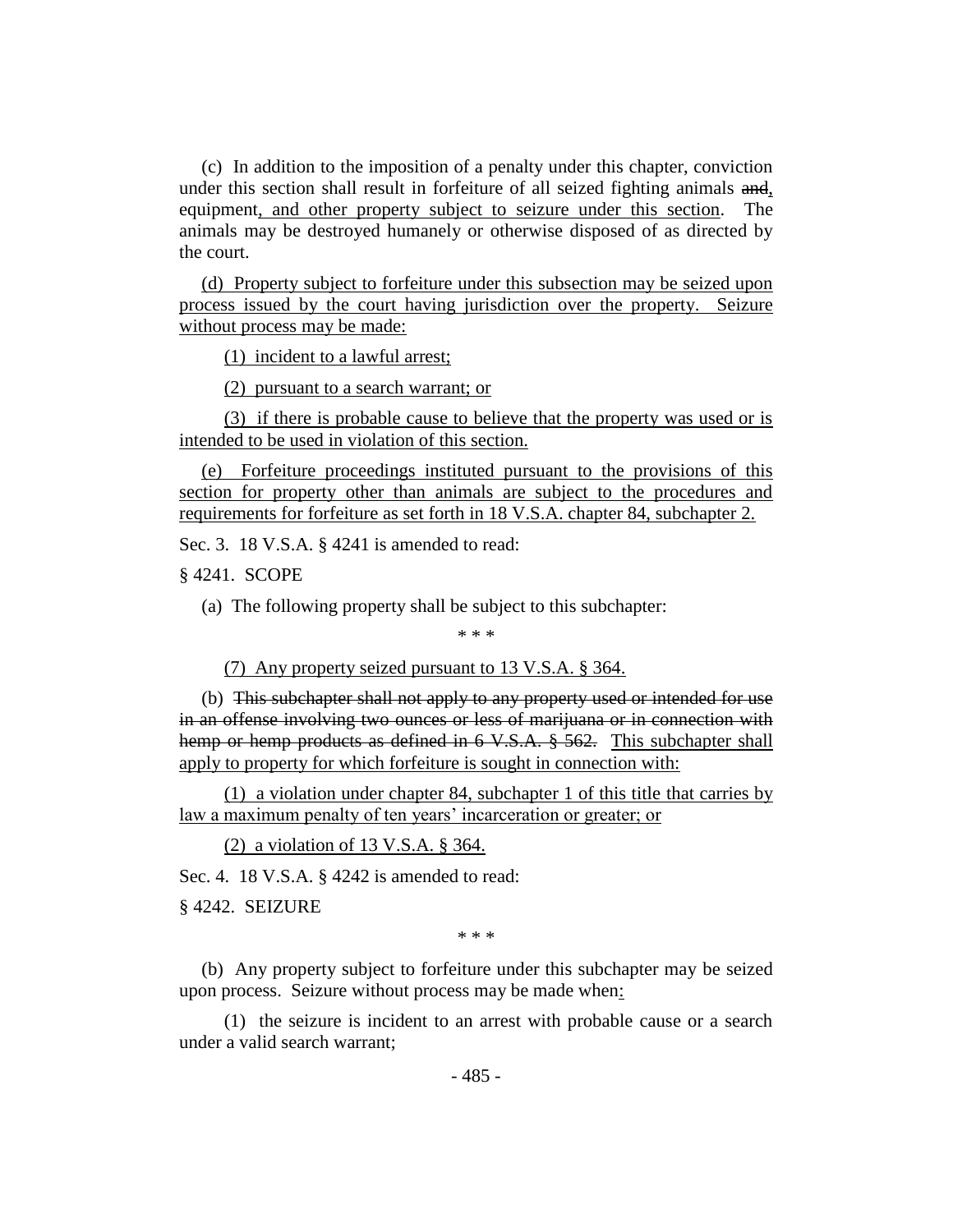(c) In addition to the imposition of a penalty under this chapter, conviction under this section shall result in forfeiture of all seized fighting animals ~~and~~, equipment, and other property subject to seizure under this section. The animals may be destroyed humanely or otherwise disposed of as directed by the court.

(d) Property subject to forfeiture under this subsection may be seized upon process issued by the court having jurisdiction over the property. Seizure without process may be made:

(1) incident to a lawful arrest;

(2) pursuant to a search warrant; or

(3) if there is probable cause to believe that the property was used or is intended to be used in violation of this section.

(e) Forfeiture proceedings instituted pursuant to the provisions of this section for property other than animals are subject to the procedures and requirements for forfeiture as set forth in 18 V.S.A. chapter 84, subchapter 2.

Sec. 3. 18 V.S.A. § 4241 is amended to read:

§ 4241. SCOPE

(a) The following property shall be subject to this subchapter:

\* \* \*

(7) Any property seized pursuant to 13 V.S.A. § 364.

(b) ~~This subchapter shall not apply to any property used or intended for use in an offense involving two ounces or less of marijuana or in connection with hemp or hemp products as defined in 6 V.S.A. § 562.~~ This subchapter shall apply to property for which forfeiture is sought in connection with:

(1) a violation under chapter 84, subchapter 1 of this title that carries by law a maximum penalty of ten years' incarceration or greater; or

(2) a violation of 13 V.S.A. § 364.

Sec. 4. 18 V.S.A. § 4242 is amended to read:

§ 4242. SEIZURE

\* \* \*

(b) Any property subject to forfeiture under this subchapter may be seized upon process. Seizure without process may be made when:

(1) the seizure is incident to an arrest with probable cause or a search under a valid search warrant;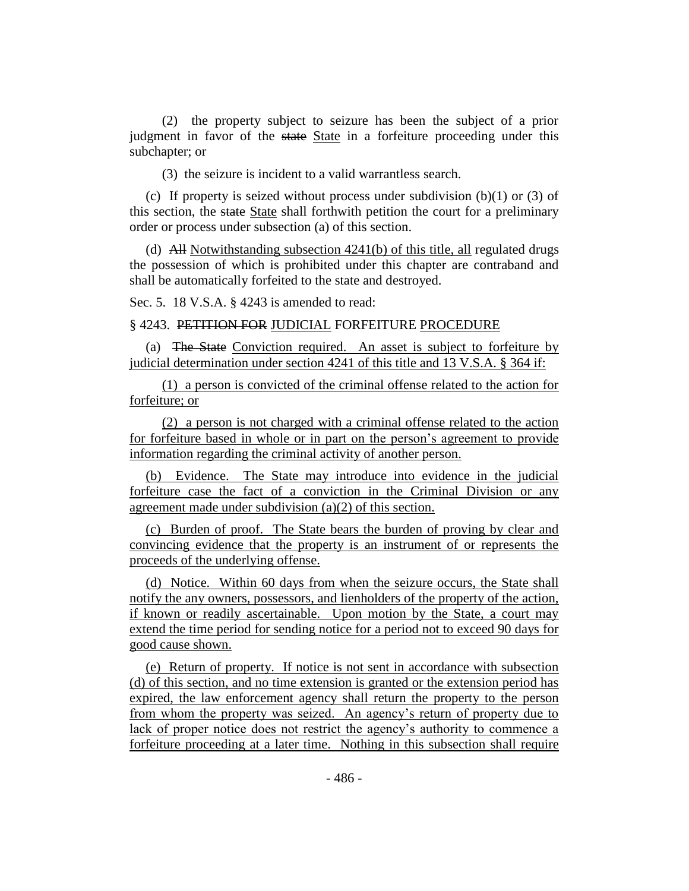(2) the property subject to seizure has been the subject of a prior judgment in favor of the ~~state~~ State in a forfeiture proceeding under this subchapter; or

(3) the seizure is incident to a valid warrantless search.

(c) If property is seized without process under subdivision (b)(1) or (3) of this section, the ~~state~~ State shall forthwith petition the court for a preliminary order or process under subsection (a) of this section.

(d) ~~All~~ Notwithstanding subsection 4241(b) of this title, all regulated drugs the possession of which is prohibited under this chapter are contraband and shall be automatically forfeited to the state and destroyed.

Sec. 5. 18 V.S.A. § 4243 is amended to read:

§ 4243. ~~PETITION FOR~~ JUDICIAL FORFEITURE PROCEDURE

(a) ~~The State~~ Conviction required. An asset is subject to forfeiture by judicial determination under section 4241 of this title and 13 V.S.A. § 364 if:

(1) a person is convicted of the criminal offense related to the action for forfeiture; or

(2) a person is not charged with a criminal offense related to the action for forfeiture based in whole or in part on the person's agreement to provide information regarding the criminal activity of another person.

(b) Evidence. The State may introduce into evidence in the judicial forfeiture case the fact of a conviction in the Criminal Division or any agreement made under subdivision (a)(2) of this section.

(c) Burden of proof. The State bears the burden of proving by clear and convincing evidence that the property is an instrument of or represents the proceeds of the underlying offense.

(d) Notice. Within 60 days from when the seizure occurs, the State shall notify the any owners, possessors, and lienholders of the property of the action, if known or readily ascertainable. Upon motion by the State, a court may extend the time period for sending notice for a period not to exceed 90 days for good cause shown.

(e) Return of property. If notice is not sent in accordance with subsection (d) of this section, and no time extension is granted or the extension period has expired, the law enforcement agency shall return the property to the person from whom the property was seized. An agency's return of property due to lack of proper notice does not restrict the agency's authority to commence a forfeiture proceeding at a later time. Nothing in this subsection shall require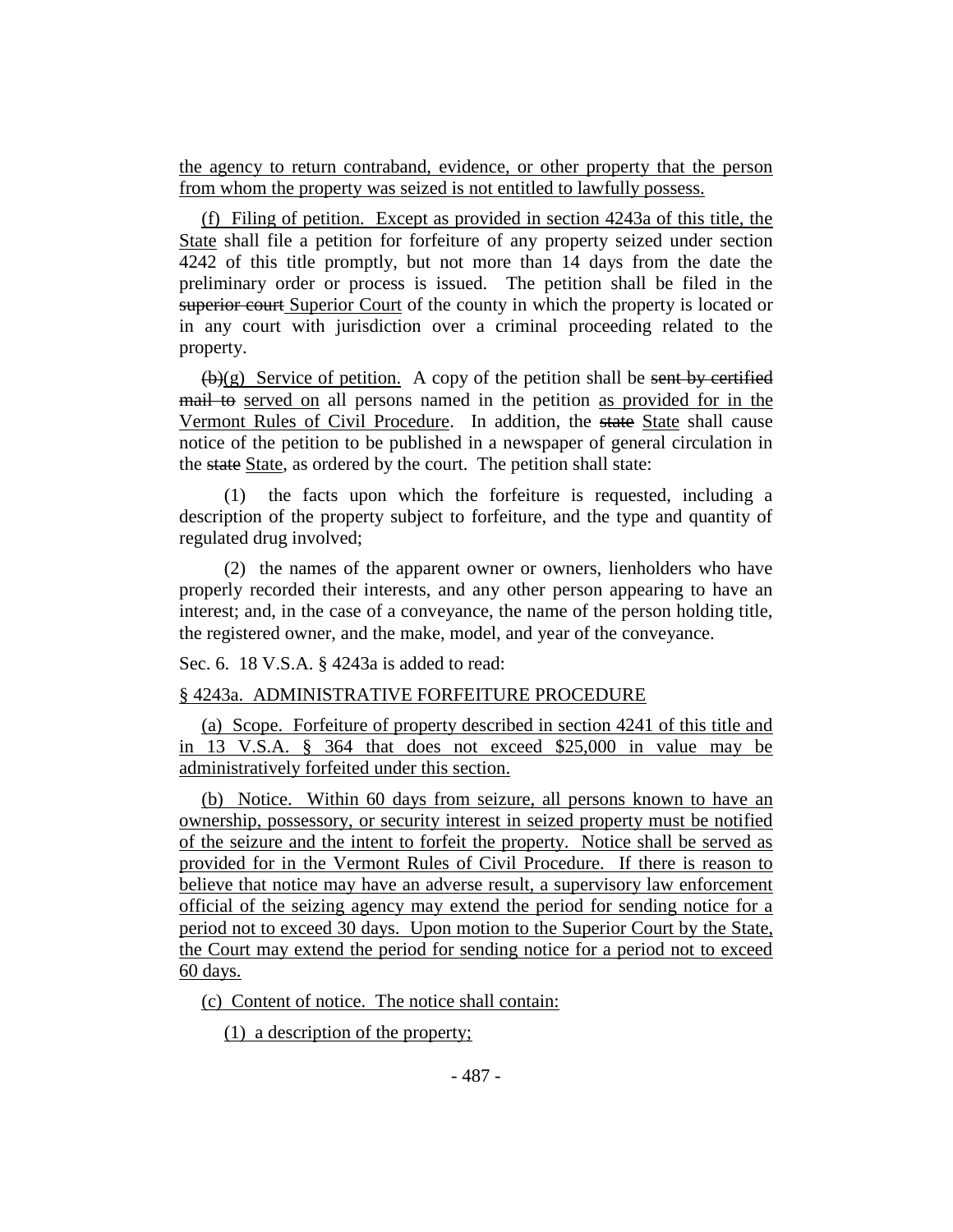the agency to return contraband, evidence, or other property that the person from whom the property was seized is not entitled to lawfully possess.

(f) Filing of petition. Except as provided in section 4243a of this title, the State shall file a petition for forfeiture of any property seized under section 4242 of this title promptly, but not more than 14 days from the date the preliminary order or process is issued. The petition shall be filed in the ~~superior court~~ Superior Court of the county in which the property is located or in any court with jurisdiction over a criminal proceeding related to the property.

~~(b)~~(g) Service of petition. A copy of the petition shall be ~~sent by certified mail to~~ served on all persons named in the petition as provided for in the Vermont Rules of Civil Procedure. In addition, the ~~state~~ State shall cause notice of the petition to be published in a newspaper of general circulation in the ~~state~~ State, as ordered by the court. The petition shall state:

(1) the facts upon which the forfeiture is requested, including a description of the property subject to forfeiture, and the type and quantity of regulated drug involved;

(2) the names of the apparent owner or owners, lienholders who have properly recorded their interests, and any other person appearing to have an interest; and, in the case of a conveyance, the name of the person holding title, the registered owner, and the make, model, and year of the conveyance.

Sec. 6. 18 V.S.A. § 4243a is added to read:

§ 4243a. ADMINISTRATIVE FORFEITURE PROCEDURE

(a) Scope. Forfeiture of property described in section 4241 of this title and in 13 V.S.A. § 364 that does not exceed $25,000 in value may be administratively forfeited under this section.

(b) Notice. Within 60 days from seizure, all persons known to have an ownership, possessory, or security interest in seized property must be notified of the seizure and the intent to forfeit the property. Notice shall be served as provided for in the Vermont Rules of Civil Procedure. If there is reason to believe that notice may have an adverse result, a supervisory law enforcement official of the seizing agency may extend the period for sending notice for a period not to exceed 30 days. Upon motion to the Superior Court by the State, the Court may extend the period for sending notice for a period not to exceed 60 days.

(c) Content of notice. The notice shall contain:

(1) a description of the property;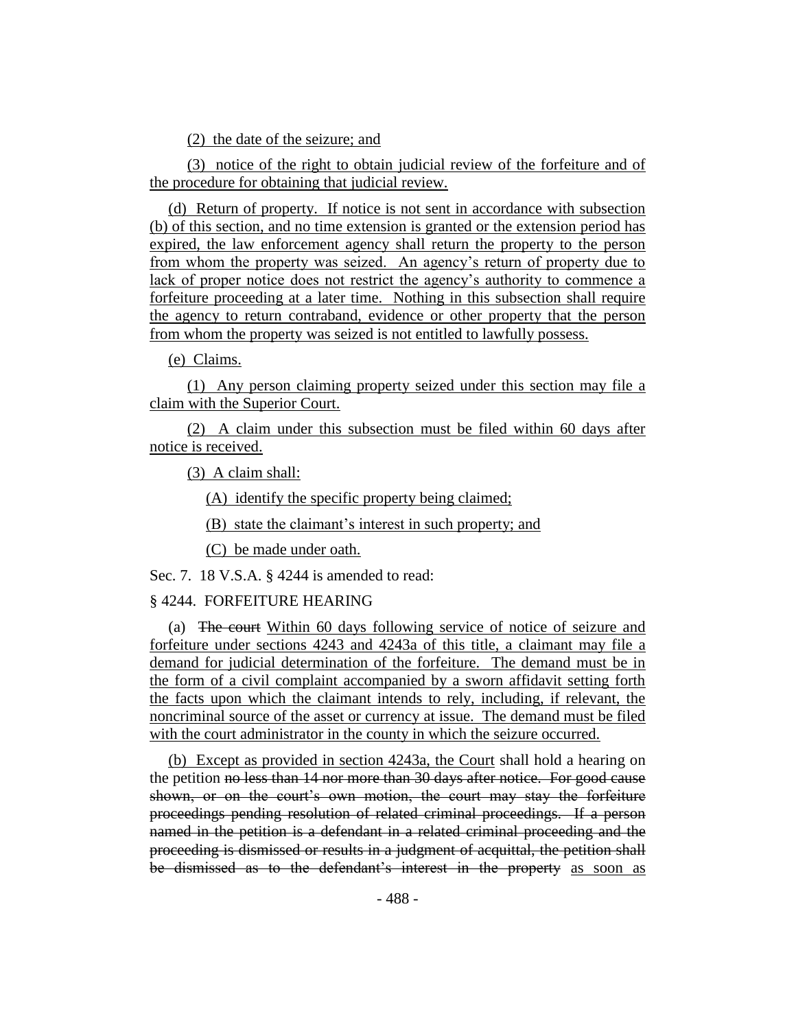(2) the date of the seizure; and

(3) notice of the right to obtain judicial review of the forfeiture and of the procedure for obtaining that judicial review.

(d) Return of property. If notice is not sent in accordance with subsection (b) of this section, and no time extension is granted or the extension period has expired, the law enforcement agency shall return the property to the person from whom the property was seized. An agency's return of property due to lack of proper notice does not restrict the agency's authority to commence a forfeiture proceeding at a later time. Nothing in this subsection shall require the agency to return contraband, evidence or other property that the person from whom the property was seized is not entitled to lawfully possess.

(e) Claims.

(1) Any person claiming property seized under this section may file a claim with the Superior Court.

(2) A claim under this subsection must be filed within 60 days after notice is received.

(3) A claim shall:

(A) identify the specific property being claimed;

(B) state the claimant's interest in such property; and

(C) be made under oath.

Sec. 7. 18 V.S.A. § 4244 is amended to read:

§ 4244. FORFEITURE HEARING

(a) ~~The court~~ Within 60 days following service of notice of seizure and forfeiture under sections 4243 and 4243a of this title, a claimant may file a demand for judicial determination of the forfeiture. The demand must be in the form of a civil complaint accompanied by a sworn affidavit setting forth the facts upon which the claimant intends to rely, including, if relevant, the noncriminal source of the asset or currency at issue. The demand must be filed with the court administrator in the county in which the seizure occurred.

(b) Except as provided in section 4243a, the Court shall hold a hearing on the petition ~~no less than 14 nor more than 30 days after notice. For good cause shown, or on the court's own motion, the court may stay the forfeiture proceedings pending resolution of related criminal proceedings. If a person named in the petition is a defendant in a related criminal proceeding and the proceeding is dismissed or results in a judgment of acquittal, the petition shall be dismissed as to the defendant's interest in the property~~ as soon as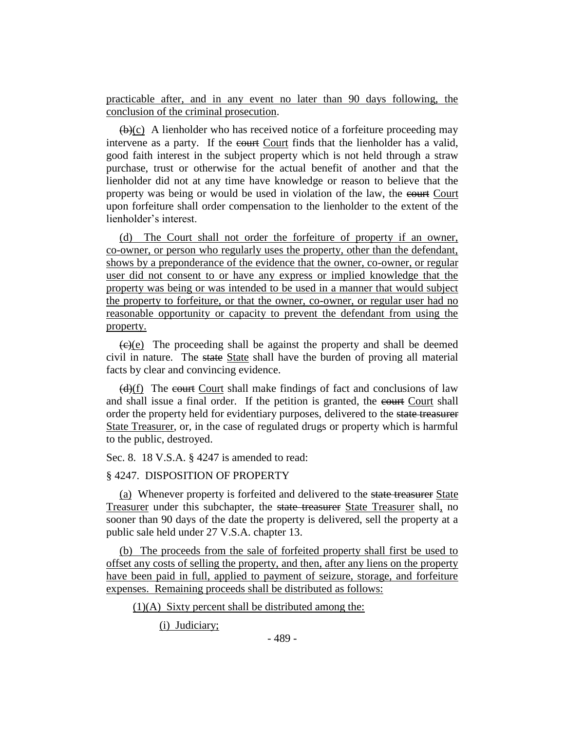practicable after, and in any event no later than 90 days following, the conclusion of the criminal prosecution.

~~(b)~~(c) A lienholder who has received notice of a forfeiture proceeding may intervene as a party. If the ~~court~~ Court finds that the lienholder has a valid, good faith interest in the subject property which is not held through a straw purchase, trust or otherwise for the actual benefit of another and that the lienholder did not at any time have knowledge or reason to believe that the property was being or would be used in violation of the law, the ~~court~~ Court upon forfeiture shall order compensation to the lienholder to the extent of the lienholder's interest.

(d) The Court shall not order the forfeiture of property if an owner, co-owner, or person who regularly uses the property, other than the defendant, shows by a preponderance of the evidence that the owner, co-owner, or regular user did not consent to or have any express or implied knowledge that the property was being or was intended to be used in a manner that would subject the property to forfeiture, or that the owner, co-owner, or regular user had no reasonable opportunity or capacity to prevent the defendant from using the property.

~~(c)~~(e) The proceeding shall be against the property and shall be deemed civil in nature. The ~~state~~ State shall have the burden of proving all material facts by clear and convincing evidence.

~~(d)~~(f) The ~~court~~ Court shall make findings of fact and conclusions of law and shall issue a final order. If the petition is granted, the ~~court~~ Court shall order the property held for evidentiary purposes, delivered to the ~~state treasurer~~ State Treasurer, or, in the case of regulated drugs or property which is harmful to the public, destroyed.

Sec. 8. 18 V.S.A. § 4247 is amended to read:

§ 4247. DISPOSITION OF PROPERTY

(a) Whenever property is forfeited and delivered to the ~~state treasurer~~ State Treasurer under this subchapter, the ~~state treasurer~~ State Treasurer shall, no sooner than 90 days of the date the property is delivered, sell the property at a public sale held under 27 V.S.A. chapter 13.

(b) The proceeds from the sale of forfeited property shall first be used to offset any costs of selling the property, and then, after any liens on the property have been paid in full, applied to payment of seizure, storage, and forfeiture expenses. Remaining proceeds shall be distributed as follows:

(1)(A) Sixty percent shall be distributed among the:

(i) Judiciary;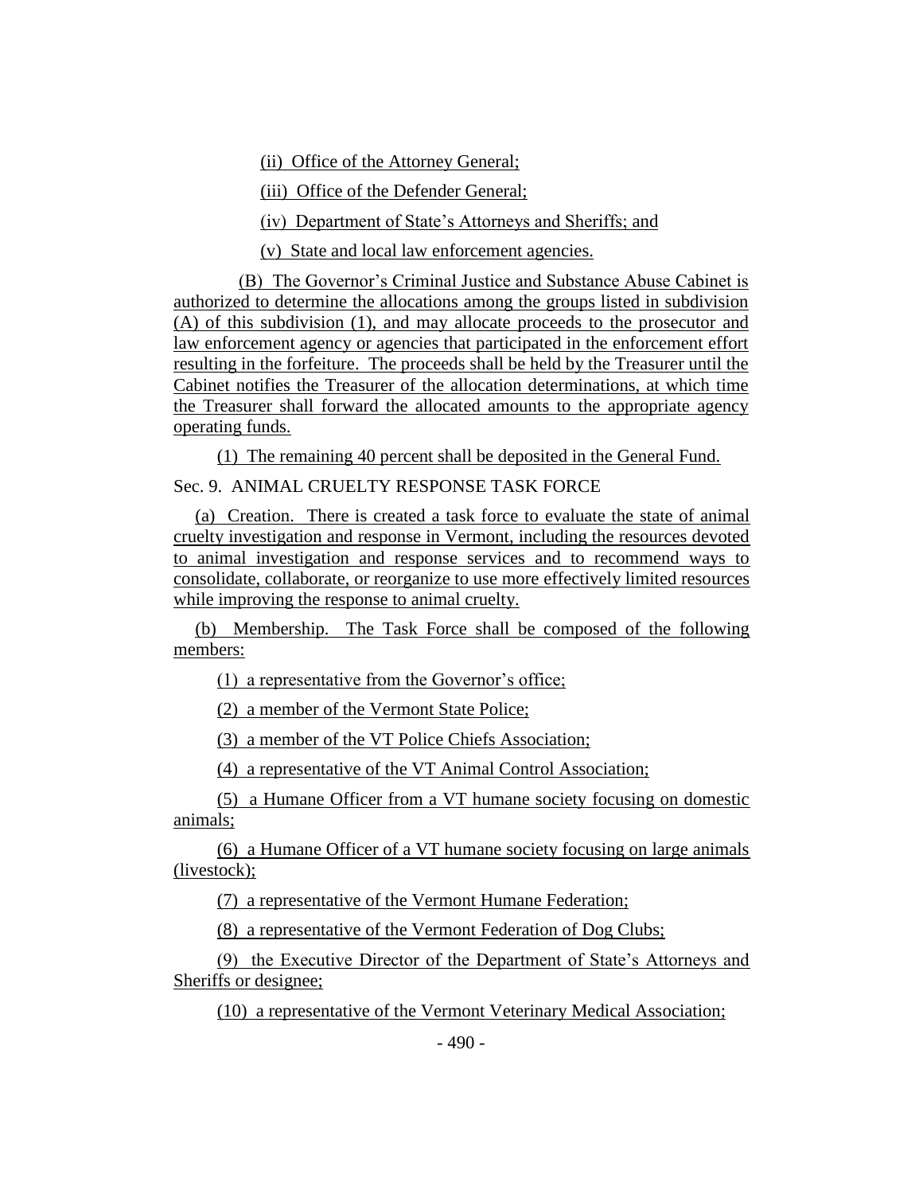(ii) Office of the Attorney General;

(iii) Office of the Defender General;

(iv) Department of State's Attorneys and Sheriffs; and

(v) State and local law enforcement agencies.

(B) The Governor's Criminal Justice and Substance Abuse Cabinet is authorized to determine the allocations among the groups listed in subdivision (A) of this subdivision (1), and may allocate proceeds to the prosecutor and law enforcement agency or agencies that participated in the enforcement effort resulting in the forfeiture. The proceeds shall be held by the Treasurer until the Cabinet notifies the Treasurer of the allocation determinations, at which time the Treasurer shall forward the allocated amounts to the appropriate agency operating funds.

(1) The remaining 40 percent shall be deposited in the General Fund.

Sec. 9. ANIMAL CRUELTY RESPONSE TASK FORCE

(a) Creation. There is created a task force to evaluate the state of animal cruelty investigation and response in Vermont, including the resources devoted to animal investigation and response services and to recommend ways to consolidate, collaborate, or reorganize to use more effectively limited resources while improving the response to animal cruelty.

(b) Membership. The Task Force shall be composed of the following members:

(1) a representative from the Governor's office;

(2) a member of the Vermont State Police;

(3) a member of the VT Police Chiefs Association;

(4) a representative of the VT Animal Control Association;

(5) a Humane Officer from a VT humane society focusing on domestic animals;

(6) a Humane Officer of a VT humane society focusing on large animals (livestock);

(7) a representative of the Vermont Humane Federation;

(8) a representative of the Vermont Federation of Dog Clubs;

(9) the Executive Director of the Department of State's Attorneys and Sheriffs or designee;

(10) a representative of the Vermont Veterinary Medical Association;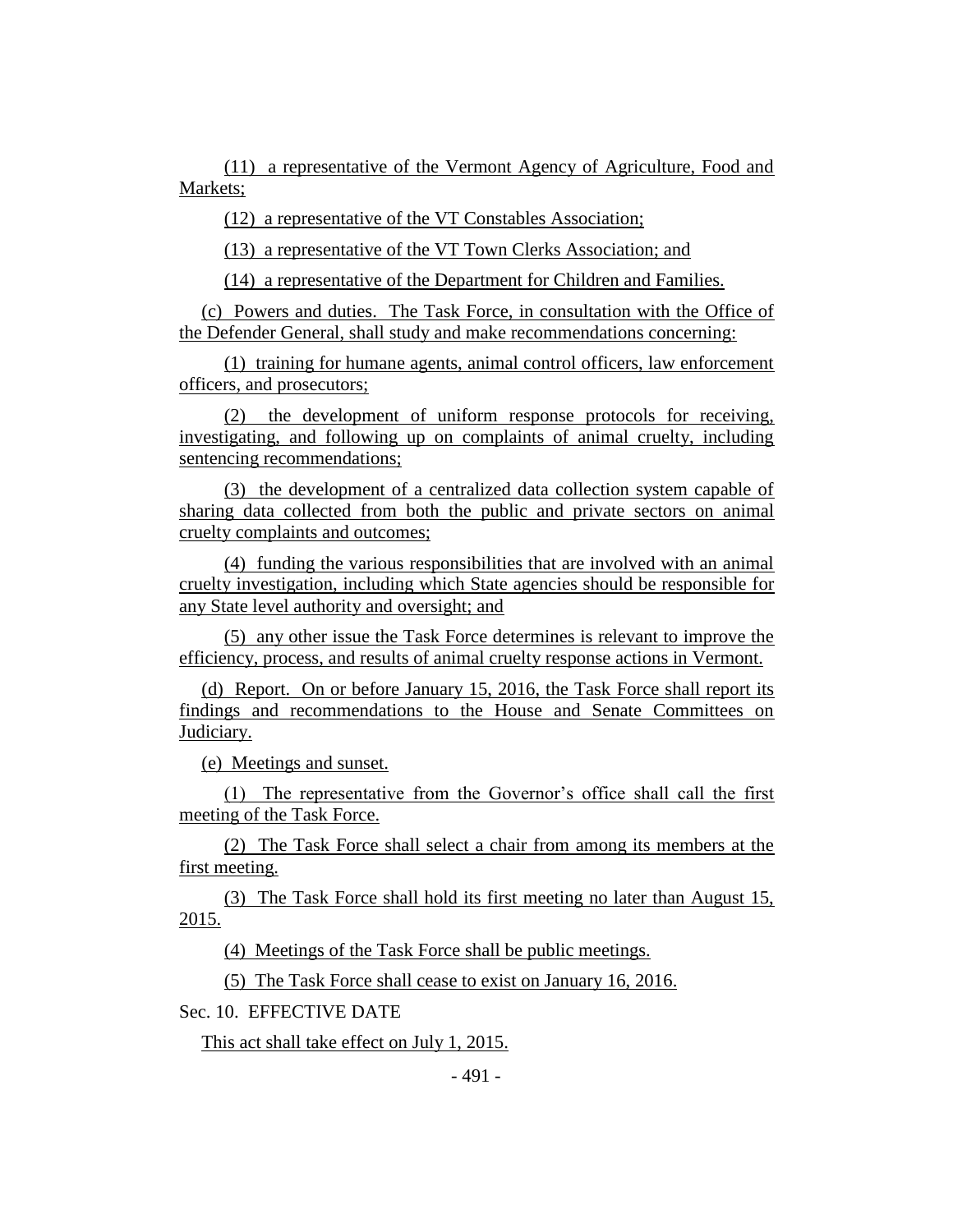(11) a representative of the Vermont Agency of Agriculture, Food and Markets;

(12) a representative of the VT Constables Association;

(13) a representative of the VT Town Clerks Association; and

(14) a representative of the Department for Children and Families.

(c) Powers and duties. The Task Force, in consultation with the Office of the Defender General, shall study and make recommendations concerning:

(1) training for humane agents, animal control officers, law enforcement officers, and prosecutors;

(2) the development of uniform response protocols for receiving, investigating, and following up on complaints of animal cruelty, including sentencing recommendations;

(3) the development of a centralized data collection system capable of sharing data collected from both the public and private sectors on animal cruelty complaints and outcomes;

(4) funding the various responsibilities that are involved with an animal cruelty investigation, including which State agencies should be responsible for any State level authority and oversight; and

(5) any other issue the Task Force determines is relevant to improve the efficiency, process, and results of animal cruelty response actions in Vermont.

(d) Report. On or before January 15, 2016, the Task Force shall report its findings and recommendations to the House and Senate Committees on Judiciary.

(e) Meetings and sunset.

(1) The representative from the Governor's office shall call the first meeting of the Task Force.

(2) The Task Force shall select a chair from among its members at the first meeting.

(3) The Task Force shall hold its first meeting no later than August 15, 2015.

(4) Meetings of the Task Force shall be public meetings.

(5) The Task Force shall cease to exist on January 16, 2016.

Sec. 10. EFFECTIVE DATE

This act shall take effect on July 1, 2015.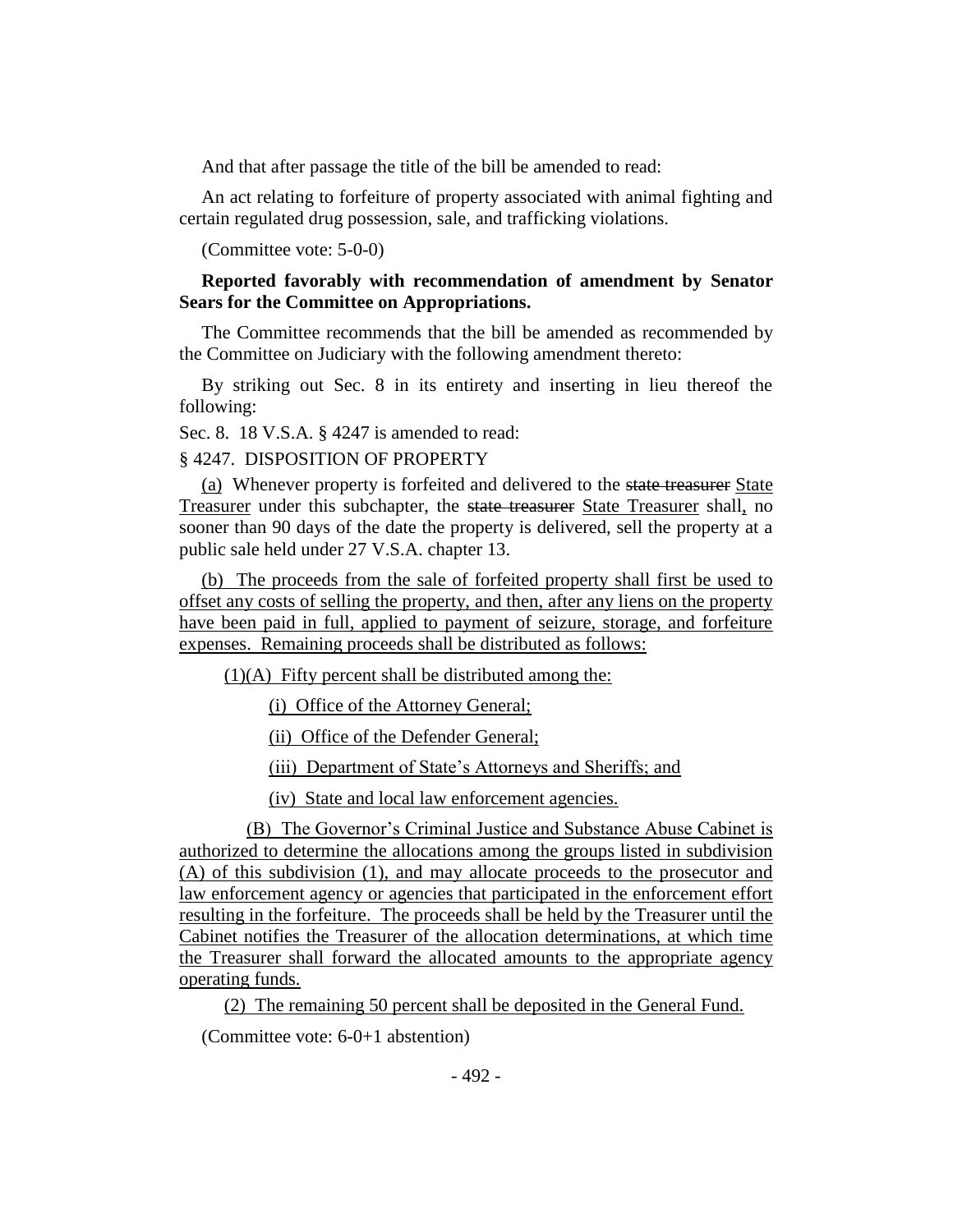And that after passage the title of the bill be amended to read:

An act relating to forfeiture of property associated with animal fighting and certain regulated drug possession, sale, and trafficking violations.

(Committee vote: 5-0-0)

**Reported favorably with recommendation of amendment by Senator Sears for the Committee on Appropriations.**

The Committee recommends that the bill be amended as recommended by the Committee on Judiciary with the following amendment thereto:

By striking out Sec. 8 in its entirety and inserting in lieu thereof the following:

Sec. 8. 18 V.S.A. § 4247 is amended to read:

§ 4247. DISPOSITION OF PROPERTY

(a) Whenever property is forfeited and delivered to the ~~state treasurer~~ State Treasurer under this subchapter, the ~~state treasurer~~ State Treasurer shall, no sooner than 90 days of the date the property is delivered, sell the property at a public sale held under 27 V.S.A. chapter 13.

(b) The proceeds from the sale of forfeited property shall first be used to offset any costs of selling the property, and then, after any liens on the property have been paid in full, applied to payment of seizure, storage, and forfeiture expenses. Remaining proceeds shall be distributed as follows:

(1)(A) Fifty percent shall be distributed among the:

(i) Office of the Attorney General;

(ii) Office of the Defender General;

(iii) Department of State's Attorneys and Sheriffs; and

(iv) State and local law enforcement agencies.

(B) The Governor's Criminal Justice and Substance Abuse Cabinet is authorized to determine the allocations among the groups listed in subdivision (A) of this subdivision (1), and may allocate proceeds to the prosecutor and law enforcement agency or agencies that participated in the enforcement effort resulting in the forfeiture. The proceeds shall be held by the Treasurer until the Cabinet notifies the Treasurer of the allocation determinations, at which time the Treasurer shall forward the allocated amounts to the appropriate agency operating funds.

(2) The remaining 50 percent shall be deposited in the General Fund.

(Committee vote: 6-0+1 abstention)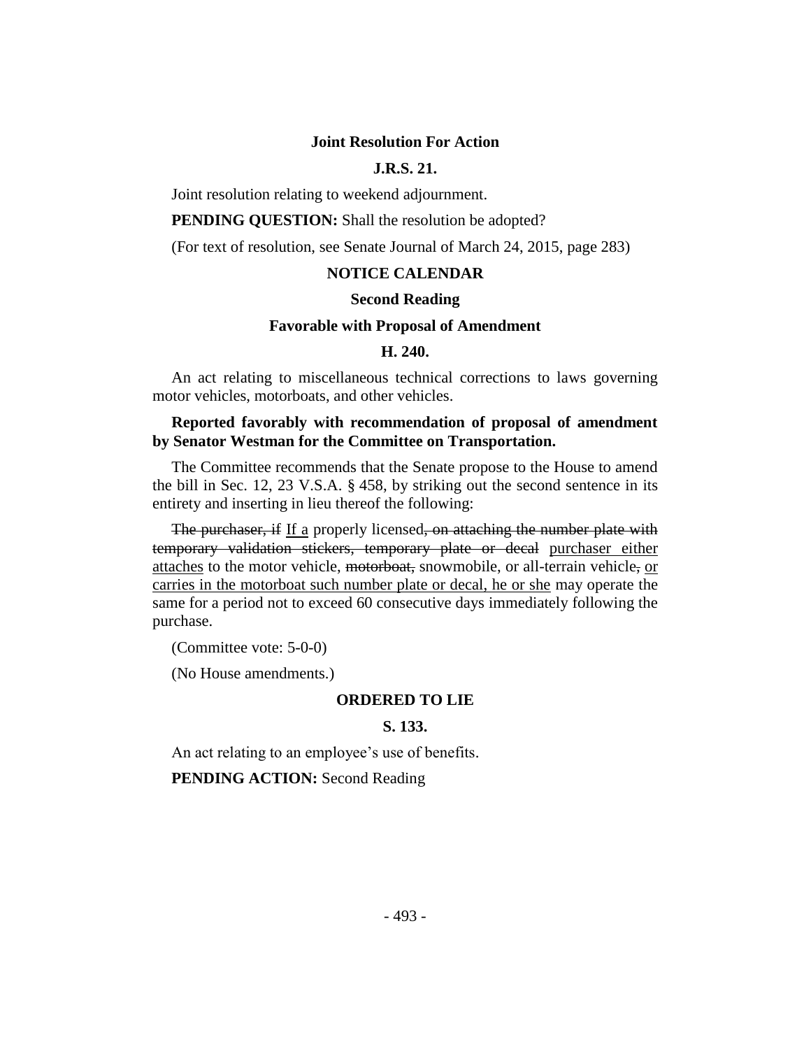**Joint Resolution For Action**

**J.R.S. 21.**

Joint resolution relating to weekend adjournment.

**PENDING QUESTION:** Shall the resolution be adopted?

(For text of resolution, see Senate Journal of March 24, 2015, page 283)

## NOTICE CALENDAR

### Second Reading

### Favorable with Proposal of Amendment

**H. 240.**

An act relating to miscellaneous technical corrections to laws governing motor vehicles, motorboats, and other vehicles.

**Reported favorably with recommendation of proposal of amendment by Senator Westman for the Committee on Transportation.**

The Committee recommends that the Senate propose to the House to amend the bill in Sec. 12, 23 V.S.A. § 458, by striking out the second sentence in its entirety and inserting in lieu thereof the following:

~~The purchaser, if~~ <u>If a</u> properly licensed~~, on attaching the number plate with temporary validation stickers, temporary plate or decal~~ <u>purchaser either attaches</u> to the motor vehicle, ~~motorboat,~~ snowmobile, or all-terrain vehicle~~,~~ <u>or carries in the motorboat such number plate or decal, he or she</u> may operate the same for a period not to exceed 60 consecutive days immediately following the purchase.

(Committee vote: 5-0-0)

(No House amendments.)

**ORDERED TO LIE**

**S. 133.**

An act relating to an employee's use of benefits.

**PENDING ACTION:** Second Reading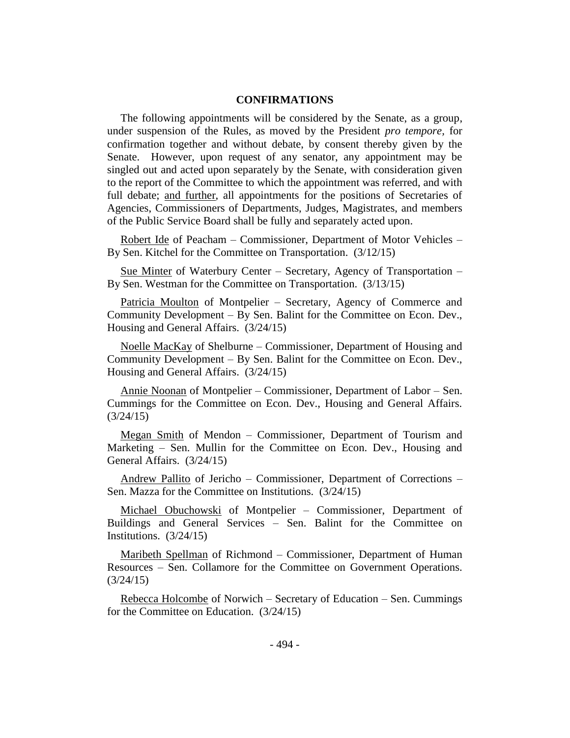## CONFIRMATIONS

The following appointments will be considered by the Senate, as a group, under suspension of the Rules, as moved by the President *pro tempore,* for confirmation together and without debate, by consent thereby given by the Senate. However, upon request of any senator, any appointment may be singled out and acted upon separately by the Senate, with consideration given to the report of the Committee to which the appointment was referred, and with full debate; and further, all appointments for the positions of Secretaries of Agencies, Commissioners of Departments, Judges, Magistrates, and members of the Public Service Board shall be fully and separately acted upon.

Robert Ide of Peacham – Commissioner, Department of Motor Vehicles – By Sen. Kitchel for the Committee on Transportation. (3/12/15)

Sue Minter of Waterbury Center – Secretary, Agency of Transportation – By Sen. Westman for the Committee on Transportation. (3/13/15)

Patricia Moulton of Montpelier – Secretary, Agency of Commerce and Community Development – By Sen. Balint for the Committee on Econ. Dev., Housing and General Affairs. (3/24/15)

Noelle MacKay of Shelburne – Commissioner, Department of Housing and Community Development – By Sen. Balint for the Committee on Econ. Dev., Housing and General Affairs. (3/24/15)

Annie Noonan of Montpelier – Commissioner, Department of Labor – Sen. Cummings for the Committee on Econ. Dev., Housing and General Affairs. (3/24/15)

Megan Smith of Mendon – Commissioner, Department of Tourism and Marketing – Sen. Mullin for the Committee on Econ. Dev., Housing and General Affairs. (3/24/15)

Andrew Pallito of Jericho – Commissioner, Department of Corrections – Sen. Mazza for the Committee on Institutions. (3/24/15)

Michael Obuchowski of Montpelier – Commissioner, Department of Buildings and General Services – Sen. Balint for the Committee on Institutions. (3/24/15)

Maribeth Spellman of Richmond – Commissioner, Department of Human Resources – Sen. Collamore for the Committee on Government Operations. (3/24/15)

Rebecca Holcombe of Norwich – Secretary of Education – Sen. Cummings for the Committee on Education. (3/24/15)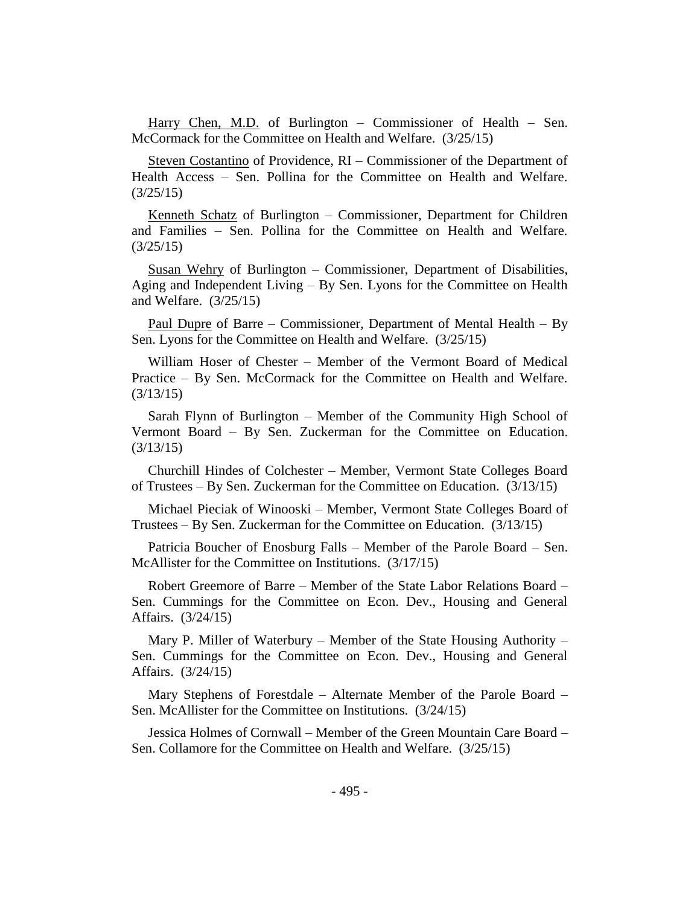<u>Harry Chen, M.D.</u> of Burlington – Commissioner of Health – Sen. McCormack for the Committee on Health and Welfare. (3/25/15)

<u>Steven Costantino</u> of Providence, RI – Commissioner of the Department of Health Access – Sen. Pollina for the Committee on Health and Welfare. (3/25/15)

<u>Kenneth Schatz</u> of Burlington – Commissioner, Department for Children and Families – Sen. Pollina for the Committee on Health and Welfare. (3/25/15)

<u>Susan Wehry</u> of Burlington – Commissioner, Department of Disabilities, Aging and Independent Living – By Sen. Lyons for the Committee on Health and Welfare. (3/25/15)

<u>Paul Dupre</u> of Barre – Commissioner, Department of Mental Health – By Sen. Lyons for the Committee on Health and Welfare. (3/25/15)

William Hoser of Chester – Member of the Vermont Board of Medical Practice – By Sen. McCormack for the Committee on Health and Welfare. (3/13/15)

Sarah Flynn of Burlington – Member of the Community High School of Vermont Board – By Sen. Zuckerman for the Committee on Education. (3/13/15)

Churchill Hindes of Colchester – Member, Vermont State Colleges Board of Trustees – By Sen. Zuckerman for the Committee on Education. (3/13/15)

Michael Pieciak of Winooski – Member, Vermont State Colleges Board of Trustees – By Sen. Zuckerman for the Committee on Education. (3/13/15)

Patricia Boucher of Enosburg Falls – Member of the Parole Board – Sen. McAllister for the Committee on Institutions. (3/17/15)

Robert Greemore of Barre – Member of the State Labor Relations Board – Sen. Cummings for the Committee on Econ. Dev., Housing and General Affairs. (3/24/15)

Mary P. Miller of Waterbury – Member of the State Housing Authority – Sen. Cummings for the Committee on Econ. Dev., Housing and General Affairs. (3/24/15)

Mary Stephens of Forestdale – Alternate Member of the Parole Board – Sen. McAllister for the Committee on Institutions. (3/24/15)

Jessica Holmes of Cornwall – Member of the Green Mountain Care Board – Sen. Collamore for the Committee on Health and Welfare. (3/25/15)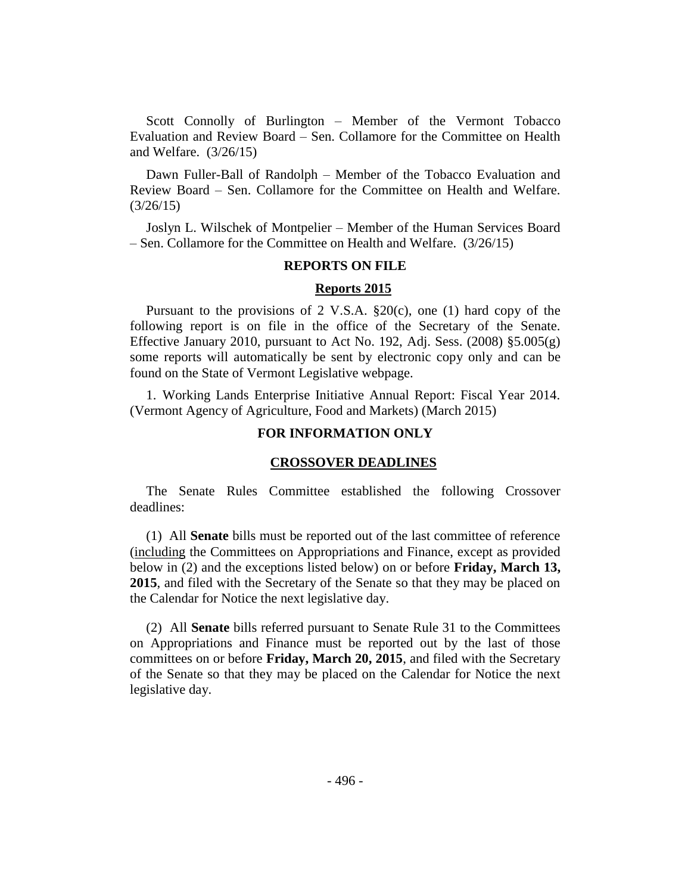Scott Connolly of Burlington – Member of the Vermont Tobacco Evaluation and Review Board – Sen. Collamore for the Committee on Health and Welfare. (3/26/15)

Dawn Fuller-Ball of Randolph – Member of the Tobacco Evaluation and Review Board – Sen. Collamore for the Committee on Health and Welfare. (3/26/15)

Joslyn L. Wilschek of Montpelier – Member of the Human Services Board – Sen. Collamore for the Committee on Health and Welfare. (3/26/15)

## REPORTS ON FILE

### Reports 2015

Pursuant to the provisions of 2 V.S.A. §20(c), one (1) hard copy of the following report is on file in the office of the Secretary of the Senate. Effective January 2010, pursuant to Act No. 192, Adj. Sess. (2008) §5.005(g) some reports will automatically be sent by electronic copy only and can be found on the State of Vermont Legislative webpage.

1. Working Lands Enterprise Initiative Annual Report: Fiscal Year 2014. (Vermont Agency of Agriculture, Food and Markets) (March 2015)

## FOR INFORMATION ONLY

### CROSSOVER DEADLINES

The Senate Rules Committee established the following Crossover deadlines:

(1) All **Senate** bills must be reported out of the last committee of reference (including the Committees on Appropriations and Finance, except as provided below in (2) and the exceptions listed below) on or before **Friday, March 13, 2015**, and filed with the Secretary of the Senate so that they may be placed on the Calendar for Notice the next legislative day.

(2) All **Senate** bills referred pursuant to Senate Rule 31 to the Committees on Appropriations and Finance must be reported out by the last of those committees on or before **Friday, March 20, 2015**, and filed with the Secretary of the Senate so that they may be placed on the Calendar for Notice the next legislative day.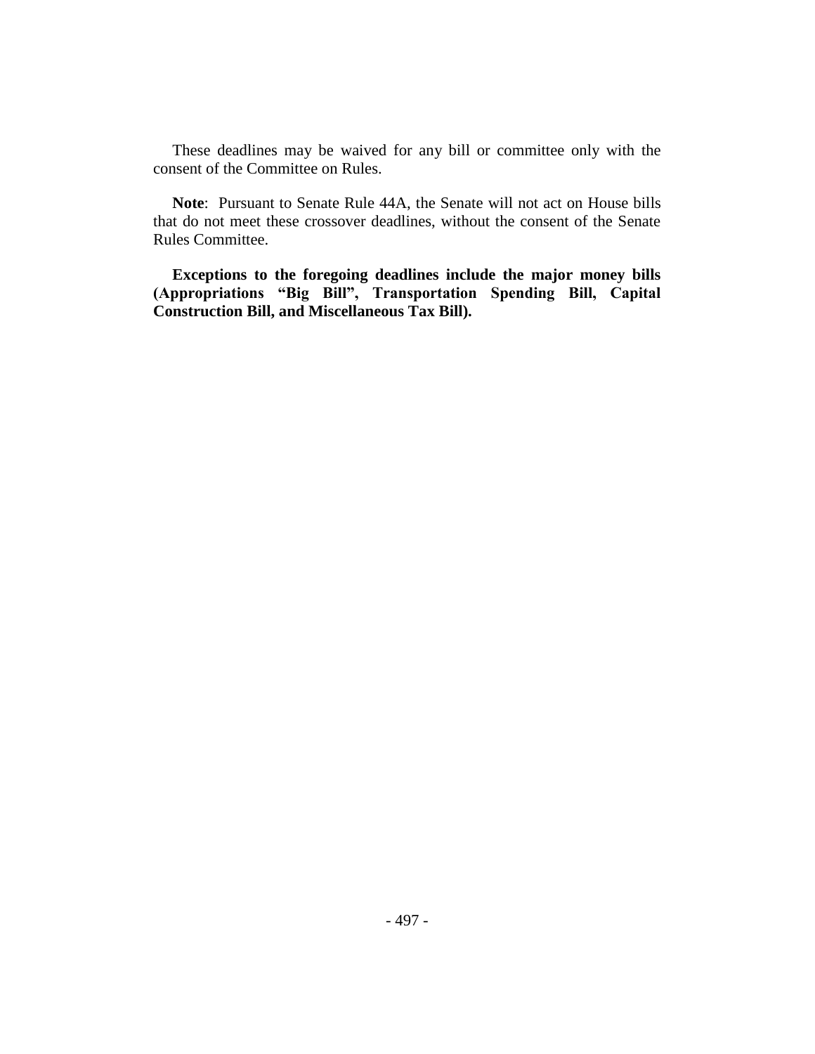These deadlines may be waived for any bill or committee only with the consent of the Committee on Rules.

**Note**: Pursuant to Senate Rule 44A, the Senate will not act on House bills that do not meet these crossover deadlines, without the consent of the Senate Rules Committee.

**Exceptions to the foregoing deadlines include the major money bills (Appropriations "Big Bill", Transportation Spending Bill, Capital Construction Bill, and Miscellaneous Tax Bill).**